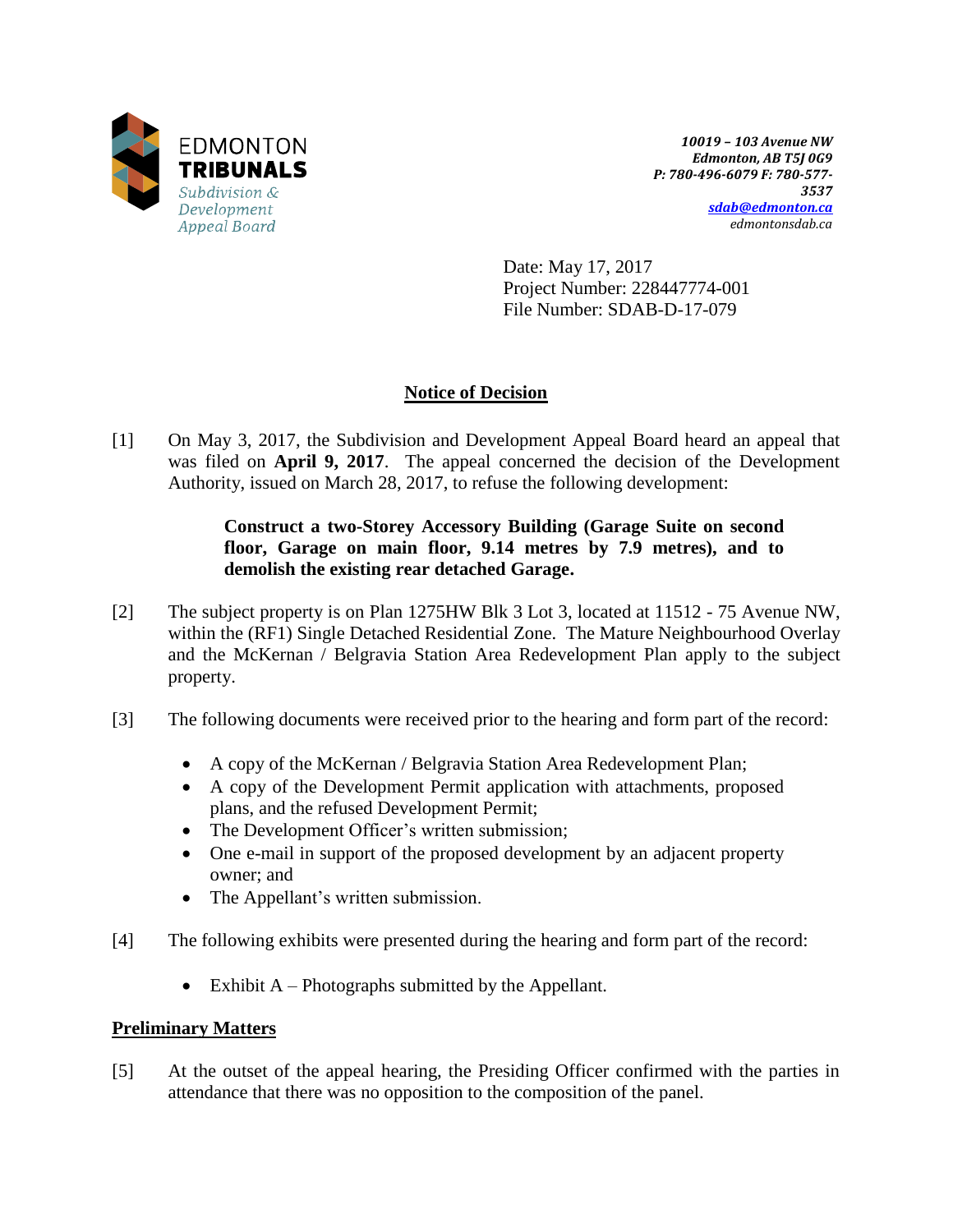EDMONTON **TRIBUNALS**
*Subdivision & Development Appeal Board*

***10019 – 103 Avenue NW***
***Edmonton, AB T5J 0G9***
***P: 780-496-6079 F: 780-577-3537***
***sdab@edmonton.ca***
*edmontonsdab.ca*

Date: May 17, 2017
Project Number: 228447774-001
File Number: SDAB-D-17-079

## Notice of Decision

[1] On May 3, 2017, the Subdivision and Development Appeal Board heard an appeal that was filed on **April 9, 2017**. The appeal concerned the decision of the Development Authority, issued on March 28, 2017, to refuse the following development:

> **Construct a two-Storey Accessory Building (Garage Suite on second floor, Garage on main floor, 9.14 metres by 7.9 metres), and to demolish the existing rear detached Garage.**

[2] The subject property is on Plan 1275HW Blk 3 Lot 3, located at 11512 - 75 Avenue NW, within the (RF1) Single Detached Residential Zone. The Mature Neighbourhood Overlay and the McKernan / Belgravia Station Area Redevelopment Plan apply to the subject property.

[3] The following documents were received prior to the hearing and form part of the record:

- A copy of the McKernan / Belgravia Station Area Redevelopment Plan;
- A copy of the Development Permit application with attachments, proposed plans, and the refused Development Permit;
- The Development Officer's written submission;
- One e-mail in support of the proposed development by an adjacent property owner; and
- The Appellant's written submission.

[4] The following exhibits were presented during the hearing and form part of the record:

- Exhibit A – Photographs submitted by the Appellant.

### Preliminary Matters

[5] At the outset of the appeal hearing, the Presiding Officer confirmed with the parties in attendance that there was no opposition to the composition of the panel.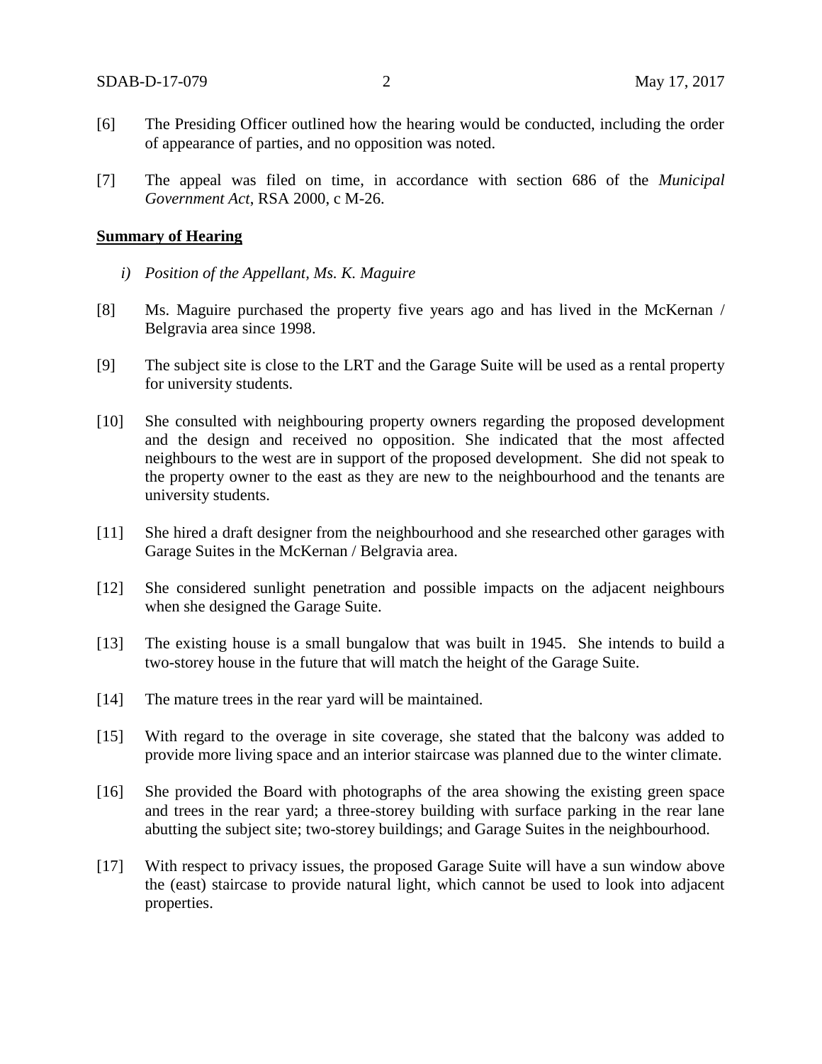[6] The Presiding Officer outlined how the hearing would be conducted, including the order of appearance of parties, and no opposition was noted.

[7] The appeal was filed on time, in accordance with section 686 of the *Municipal Government Act*, RSA 2000, c M-26.

**Summary of Hearing**

*i) Position of the Appellant, Ms. K. Maguire*

[8] Ms. Maguire purchased the property five years ago and has lived in the McKernan / Belgravia area since 1998.

[9] The subject site is close to the LRT and the Garage Suite will be used as a rental property for university students.

[10] She consulted with neighbouring property owners regarding the proposed development and the design and received no opposition. She indicated that the most affected neighbours to the west are in support of the proposed development. She did not speak to the property owner to the east as they are new to the neighbourhood and the tenants are university students.

[11] She hired a draft designer from the neighbourhood and she researched other garages with Garage Suites in the McKernan / Belgravia area.

[12] She considered sunlight penetration and possible impacts on the adjacent neighbours when she designed the Garage Suite.

[13] The existing house is a small bungalow that was built in 1945. She intends to build a two-storey house in the future that will match the height of the Garage Suite.

[14] The mature trees in the rear yard will be maintained.

[15] With regard to the overage in site coverage, she stated that the balcony was added to provide more living space and an interior staircase was planned due to the winter climate.

[16] She provided the Board with photographs of the area showing the existing green space and trees in the rear yard; a three-storey building with surface parking in the rear lane abutting the subject site; two-storey buildings; and Garage Suites in the neighbourhood.

[17] With respect to privacy issues, the proposed Garage Suite will have a sun window above the (east) staircase to provide natural light, which cannot be used to look into adjacent properties.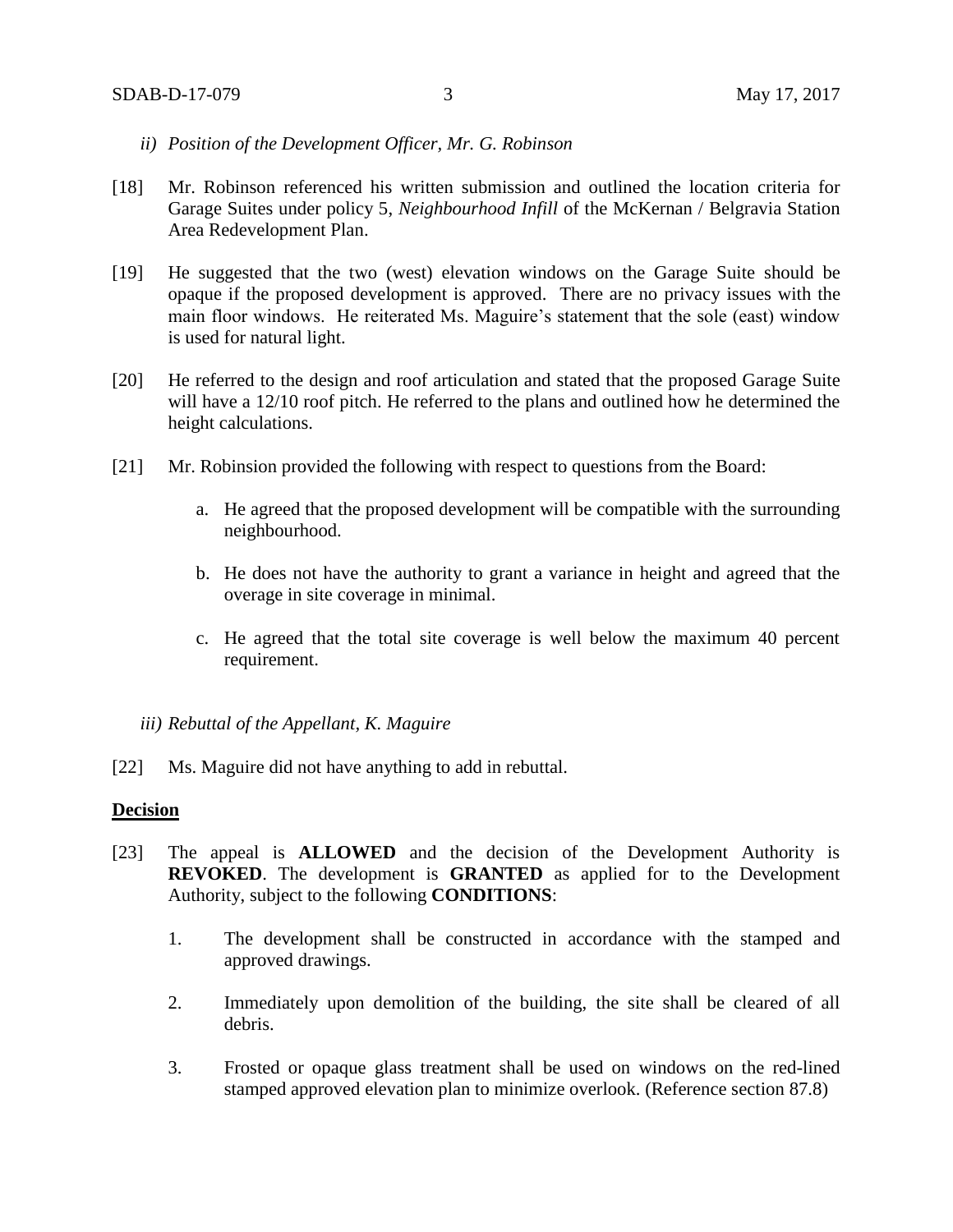*ii) Position of the Development Officer, Mr. G. Robinson*

[18] Mr. Robinson referenced his written submission and outlined the location criteria for Garage Suites under policy 5, *Neighbourhood Infill* of the McKernan / Belgravia Station Area Redevelopment Plan.

[19] He suggested that the two (west) elevation windows on the Garage Suite should be opaque if the proposed development is approved. There are no privacy issues with the main floor windows. He reiterated Ms. Maguire's statement that the sole (east) window is used for natural light.

[20] He referred to the design and roof articulation and stated that the proposed Garage Suite will have a 12/10 roof pitch. He referred to the plans and outlined how he determined the height calculations.

[21] Mr. Robinsion provided the following with respect to questions from the Board:

a. He agreed that the proposed development will be compatible with the surrounding neighbourhood.

b. He does not have the authority to grant a variance in height and agreed that the overage in site coverage in minimal.

c. He agreed that the total site coverage is well below the maximum 40 percent requirement.

*iii) Rebuttal of the Appellant, K. Maguire*

[22] Ms. Maguire did not have anything to add in rebuttal.

**Decision**

[23] The appeal is **ALLOWED** and the decision of the Development Authority is **REVOKED**. The development is **GRANTED** as applied for to the Development Authority, subject to the following **CONDITIONS**:

1. The development shall be constructed in accordance with the stamped and approved drawings.

2. Immediately upon demolition of the building, the site shall be cleared of all debris.

3. Frosted or opaque glass treatment shall be used on windows on the red-lined stamped approved elevation plan to minimize overlook. (Reference section 87.8)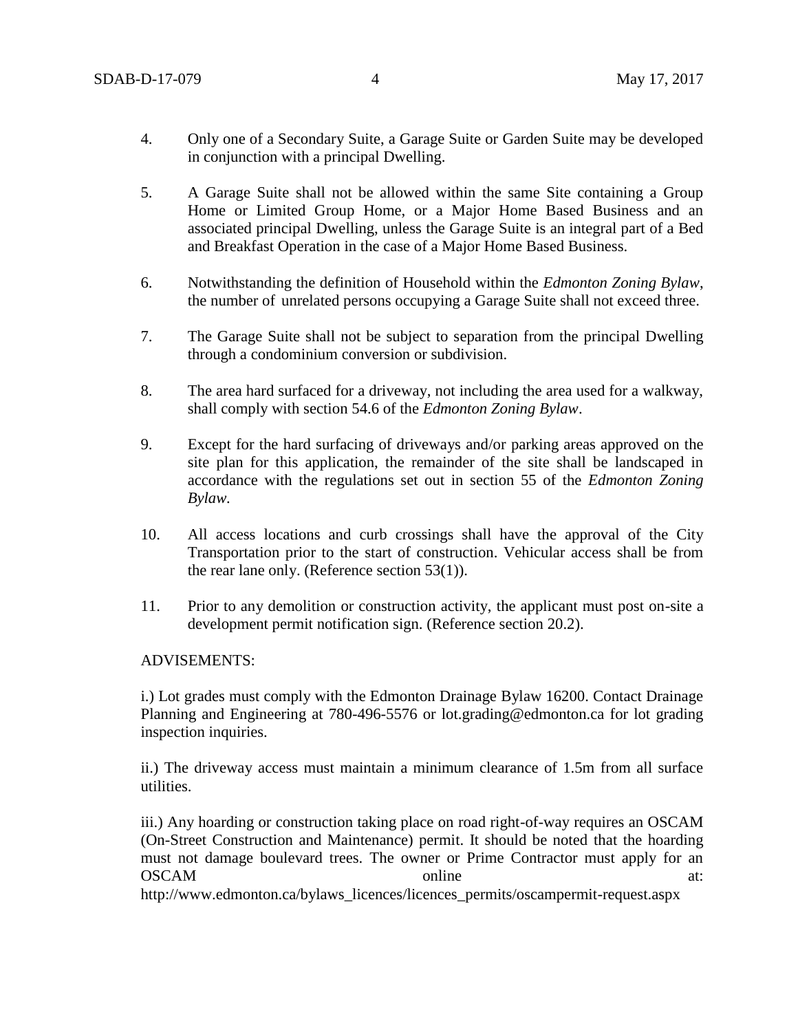4. Only one of a Secondary Suite, a Garage Suite or Garden Suite may be developed in conjunction with a principal Dwelling.

5. A Garage Suite shall not be allowed within the same Site containing a Group Home or Limited Group Home, or a Major Home Based Business and an associated principal Dwelling, unless the Garage Suite is an integral part of a Bed and Breakfast Operation in the case of a Major Home Based Business.

6. Notwithstanding the definition of Household within the *Edmonton Zoning Bylaw*, the number of unrelated persons occupying a Garage Suite shall not exceed three.

7. The Garage Suite shall not be subject to separation from the principal Dwelling through a condominium conversion or subdivision.

8. The area hard surfaced for a driveway, not including the area used for a walkway, shall comply with section 54.6 of the *Edmonton Zoning Bylaw*.

9. Except for the hard surfacing of driveways and/or parking areas approved on the site plan for this application, the remainder of the site shall be landscaped in accordance with the regulations set out in section 55 of the *Edmonton Zoning Bylaw.*

10. All access locations and curb crossings shall have the approval of the City Transportation prior to the start of construction. Vehicular access shall be from the rear lane only. (Reference section 53(1)).

11. Prior to any demolition or construction activity, the applicant must post on-site a development permit notification sign. (Reference section 20.2).

ADVISEMENTS:

i.) Lot grades must comply with the Edmonton Drainage Bylaw 16200. Contact Drainage Planning and Engineering at 780-496-5576 or lot.grading@edmonton.ca for lot grading inspection inquiries.

ii.) The driveway access must maintain a minimum clearance of 1.5m from all surface utilities.

iii.) Any hoarding or construction taking place on road right-of-way requires an OSCAM (On-Street Construction and Maintenance) permit. It should be noted that the hoarding must not damage boulevard trees. The owner or Prime Contractor must apply for an OSCAM online at: http://www.edmonton.ca/bylaws_licences/licences_permits/oscampermit-request.aspx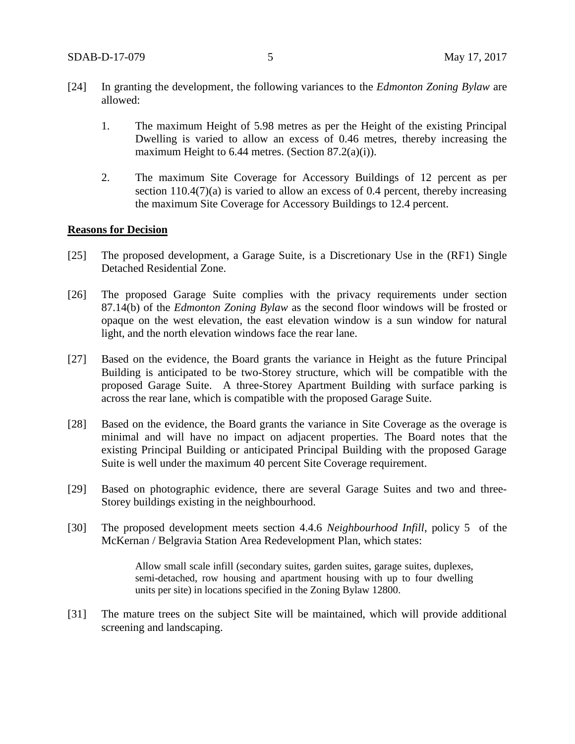[24] In granting the development, the following variances to the *Edmonton Zoning Bylaw* are allowed:

1. The maximum Height of 5.98 metres as per the Height of the existing Principal Dwelling is varied to allow an excess of 0.46 metres, thereby increasing the maximum Height to 6.44 metres. (Section 87.2(a)(i)).

2. The maximum Site Coverage for Accessory Buildings of 12 percent as per section 110.4(7)(a) is varied to allow an excess of 0.4 percent, thereby increasing the maximum Site Coverage for Accessory Buildings to 12.4 percent.

**Reasons for Decision**

[25] The proposed development, a Garage Suite, is a Discretionary Use in the (RF1) Single Detached Residential Zone.

[26] The proposed Garage Suite complies with the privacy requirements under section 87.14(b) of the *Edmonton Zoning Bylaw* as the second floor windows will be frosted or opaque on the west elevation, the east elevation window is a sun window for natural light, and the north elevation windows face the rear lane.

[27] Based on the evidence, the Board grants the variance in Height as the future Principal Building is anticipated to be two-Storey structure, which will be compatible with the proposed Garage Suite. A three-Storey Apartment Building with surface parking is across the rear lane, which is compatible with the proposed Garage Suite.

[28] Based on the evidence, the Board grants the variance in Site Coverage as the overage is minimal and will have no impact on adjacent properties. The Board notes that the existing Principal Building or anticipated Principal Building with the proposed Garage Suite is well under the maximum 40 percent Site Coverage requirement.

[29] Based on photographic evidence, there are several Garage Suites and two and three-Storey buildings existing in the neighbourhood.

[30] The proposed development meets section 4.4.6 *Neighbourhood Infill*, policy 5 of the McKernan / Belgravia Station Area Redevelopment Plan, which states:

> Allow small scale infill (secondary suites, garden suites, garage suites, duplexes, semi-detached, row housing and apartment housing with up to four dwelling units per site) in locations specified in the Zoning Bylaw 12800.

[31] The mature trees on the subject Site will be maintained, which will provide additional screening and landscaping.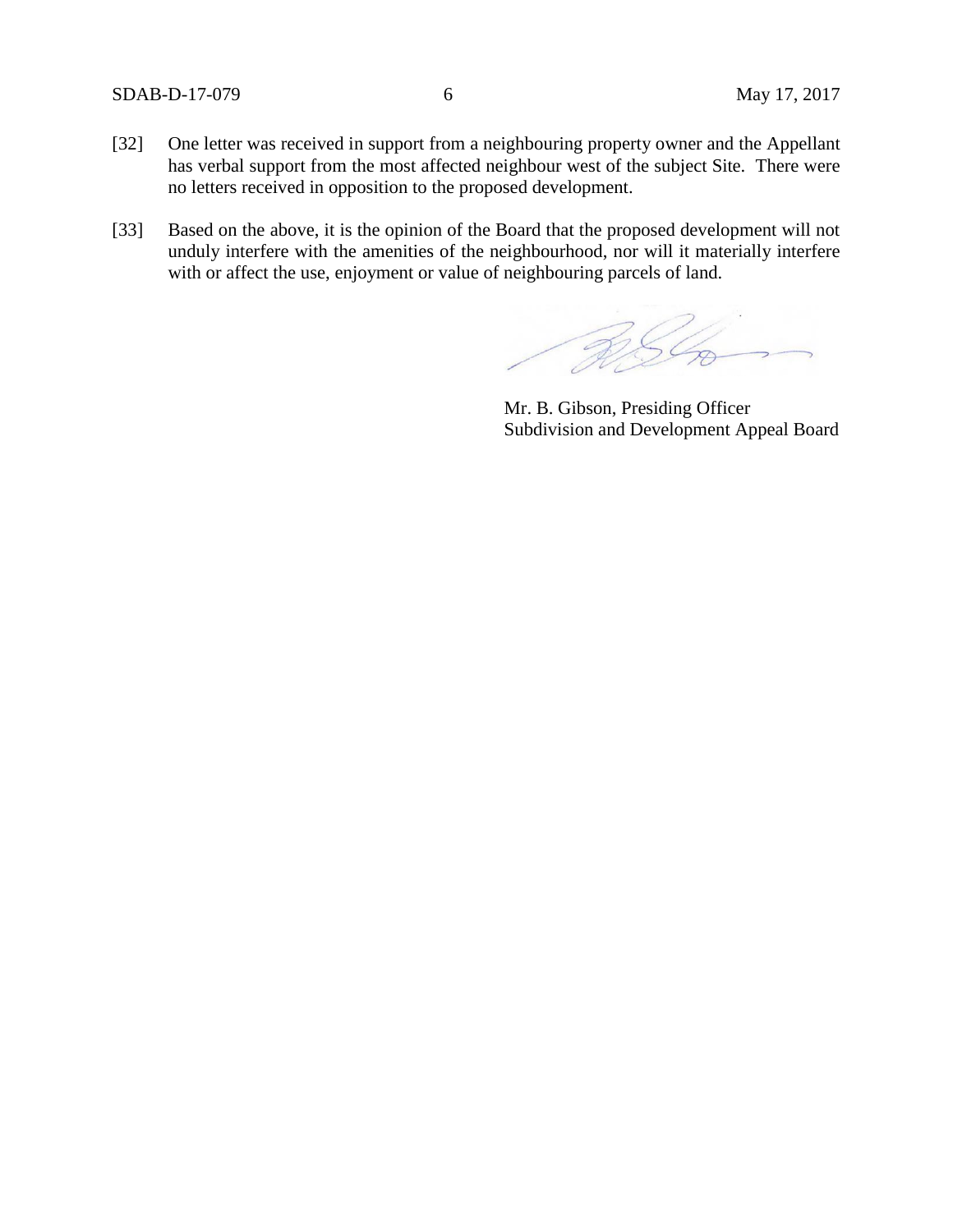[32] One letter was received in support from a neighbouring property owner and the Appellant has verbal support from the most affected neighbour west of the subject Site. There were no letters received in opposition to the proposed development.

[33] Based on the above, it is the opinion of the Board that the proposed development will not unduly interfere with the amenities of the neighbourhood, nor will it materially interfere with or affect the use, enjoyment or value of neighbouring parcels of land.

Mr. B. Gibson, Presiding Officer
Subdivision and Development Appeal Board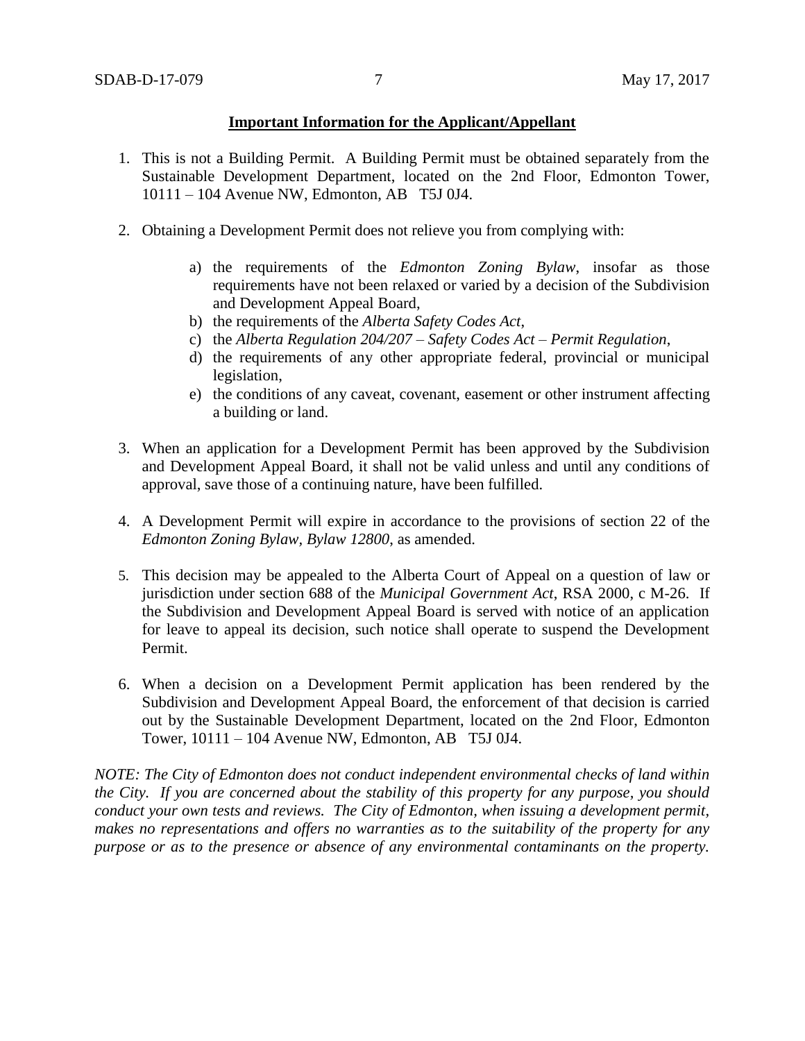**Important Information for the Applicant/Appellant**

1. This is not a Building Permit. A Building Permit must be obtained separately from the Sustainable Development Department, located on the 2nd Floor, Edmonton Tower, 10111 – 104 Avenue NW, Edmonton, AB T5J 0J4.

2. Obtaining a Development Permit does not relieve you from complying with:

    a) the requirements of the *Edmonton Zoning Bylaw*, insofar as those requirements have not been relaxed or varied by a decision of the Subdivision and Development Appeal Board,
    b) the requirements of the *Alberta Safety Codes Act*,
    c) the *Alberta Regulation 204/207 – Safety Codes Act – Permit Regulation*,
    d) the requirements of any other appropriate federal, provincial or municipal legislation,
    e) the conditions of any caveat, covenant, easement or other instrument affecting a building or land.

3. When an application for a Development Permit has been approved by the Subdivision and Development Appeal Board, it shall not be valid unless and until any conditions of approval, save those of a continuing nature, have been fulfilled.

4. A Development Permit will expire in accordance to the provisions of section 22 of the *Edmonton Zoning Bylaw, Bylaw 12800*, as amended.

5. This decision may be appealed to the Alberta Court of Appeal on a question of law or jurisdiction under section 688 of the *Municipal Government Act*, RSA 2000, c M-26. If the Subdivision and Development Appeal Board is served with notice of an application for leave to appeal its decision, such notice shall operate to suspend the Development Permit.

6. When a decision on a Development Permit application has been rendered by the Subdivision and Development Appeal Board, the enforcement of that decision is carried out by the Sustainable Development Department, located on the 2nd Floor, Edmonton Tower, 10111 – 104 Avenue NW, Edmonton, AB T5J 0J4.

*NOTE: The City of Edmonton does not conduct independent environmental checks of land within the City. If you are concerned about the stability of this property for any purpose, you should conduct your own tests and reviews. The City of Edmonton, when issuing a development permit, makes no representations and offers no warranties as to the suitability of the property for any purpose or as to the presence or absence of any environmental contaminants on the property.*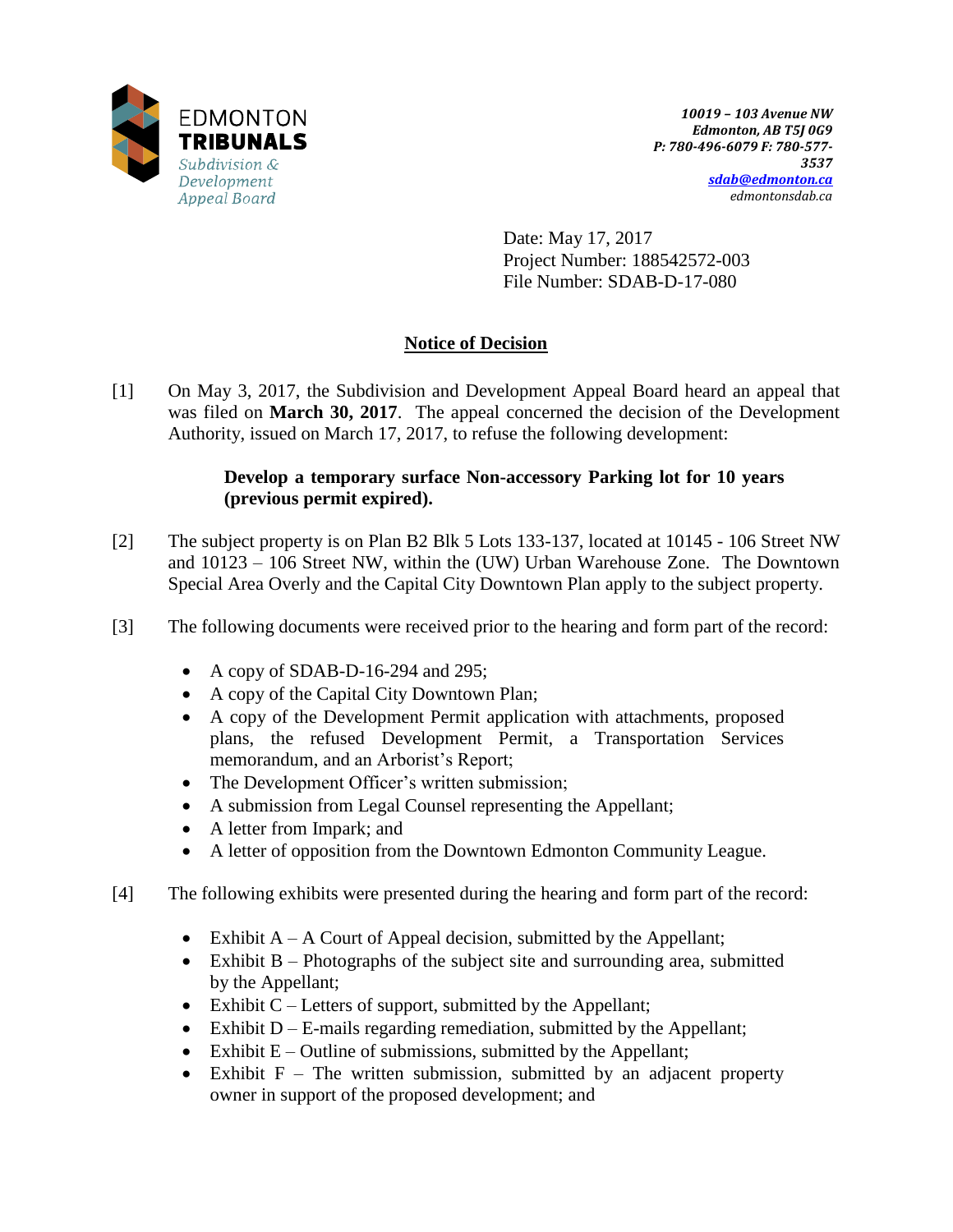EDMONTON **TRIBUNALS**
*Subdivision & Development Appeal Board*

***10019 – 103 Avenue NW***
***Edmonton, AB T5J 0G9***
***P: 780-496-6079 F: 780-577-3537***
***sdab@edmonton.ca***
*edmontonsdab.ca*

Date: May 17, 2017
Project Number: 188542572-003
File Number: SDAB-D-17-080

## Notice of Decision

[1] On May 3, 2017, the Subdivision and Development Appeal Board heard an appeal that was filed on **March 30, 2017**. The appeal concerned the decision of the Development Authority, issued on March 17, 2017, to refuse the following development:

> **Develop a temporary surface Non-accessory Parking lot for 10 years (previous permit expired).**

[2] The subject property is on Plan B2 Blk 5 Lots 133-137, located at 10145 - 106 Street NW and 10123 – 106 Street NW, within the (UW) Urban Warehouse Zone. The Downtown Special Area Overly and the Capital City Downtown Plan apply to the subject property.

[3] The following documents were received prior to the hearing and form part of the record:

- A copy of SDAB-D-16-294 and 295;
- A copy of the Capital City Downtown Plan;
- A copy of the Development Permit application with attachments, proposed plans, the refused Development Permit, a Transportation Services memorandum, and an Arborist's Report;
- The Development Officer's written submission;
- A submission from Legal Counsel representing the Appellant;
- A letter from Impark; and
- A letter of opposition from the Downtown Edmonton Community League.

[4] The following exhibits were presented during the hearing and form part of the record:

- Exhibit A – A Court of Appeal decision, submitted by the Appellant;
- Exhibit B – Photographs of the subject site and surrounding area, submitted by the Appellant;
- Exhibit C – Letters of support, submitted by the Appellant;
- Exhibit D – E-mails regarding remediation, submitted by the Appellant;
- Exhibit E – Outline of submissions, submitted by the Appellant;
- Exhibit F – The written submission, submitted by an adjacent property owner in support of the proposed development; and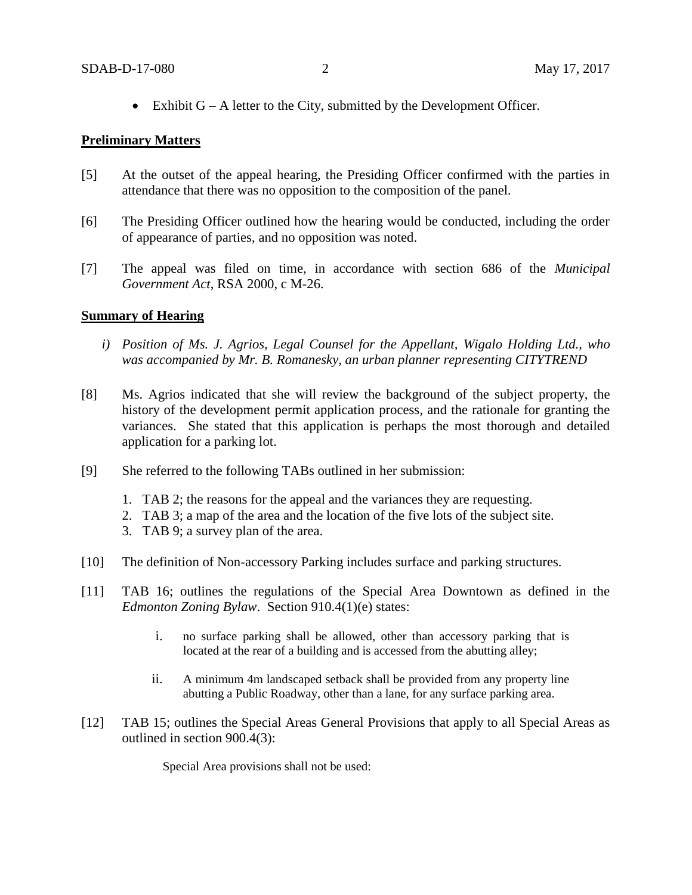- Exhibit G – A letter to the City, submitted by the Development Officer.

**Preliminary Matters**

[5] At the outset of the appeal hearing, the Presiding Officer confirmed with the parties in attendance that there was no opposition to the composition of the panel.

[6] The Presiding Officer outlined how the hearing would be conducted, including the order of appearance of parties, and no opposition was noted.

[7] The appeal was filed on time, in accordance with section 686 of the *Municipal Government Act*, RSA 2000, c M-26.

**Summary of Hearing**

*i) Position of Ms. J. Agrios, Legal Counsel for the Appellant, Wigalo Holding Ltd., who was accompanied by Mr. B. Romanesky, an urban planner representing CITYTREND*

[8] Ms. Agrios indicated that she will review the background of the subject property, the history of the development permit application process, and the rationale for granting the variances. She stated that this application is perhaps the most thorough and detailed application for a parking lot.

[9] She referred to the following TABs outlined in her submission:

1. TAB 2; the reasons for the appeal and the variances they are requesting.
2. TAB 3; a map of the area and the location of the five lots of the subject site.
3. TAB 9; a survey plan of the area.

[10] The definition of Non-accessory Parking includes surface and parking structures.

[11] TAB 16; outlines the regulations of the Special Area Downtown as defined in the *Edmonton Zoning Bylaw*. Section 910.4(1)(e) states:

> i. no surface parking shall be allowed, other than accessory parking that is located at the rear of a building and is accessed from the abutting alley;
>
> ii. A minimum 4m landscaped setback shall be provided from any property line abutting a Public Roadway, other than a lane, for any surface parking area.

[12] TAB 15; outlines the Special Areas General Provisions that apply to all Special Areas as outlined in section 900.4(3):

> Special Area provisions shall not be used: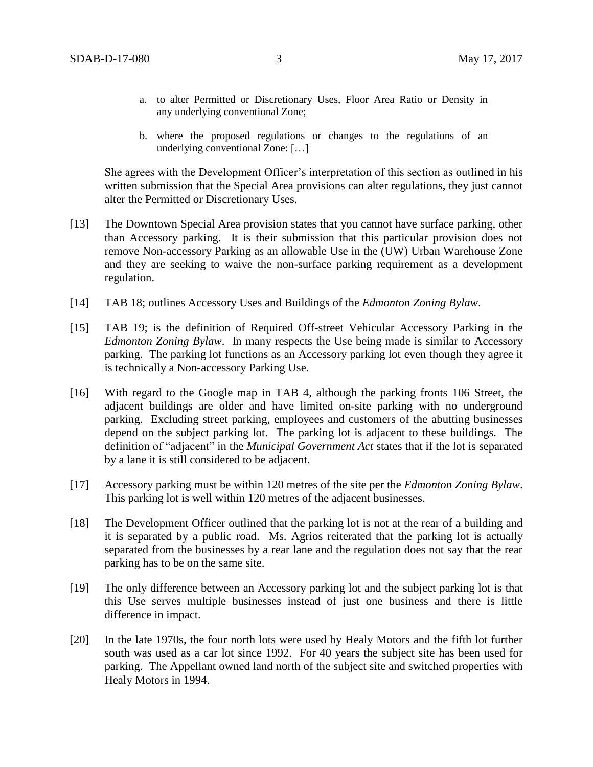a. to alter Permitted or Discretionary Uses, Floor Area Ratio or Density in any underlying conventional Zone;

b. where the proposed regulations or changes to the regulations of an underlying conventional Zone: […]

She agrees with the Development Officer's interpretation of this section as outlined in his written submission that the Special Area provisions can alter regulations, they just cannot alter the Permitted or Discretionary Uses.

[13] The Downtown Special Area provision states that you cannot have surface parking, other than Accessory parking. It is their submission that this particular provision does not remove Non-accessory Parking as an allowable Use in the (UW) Urban Warehouse Zone and they are seeking to waive the non-surface parking requirement as a development regulation.

[14] TAB 18; outlines Accessory Uses and Buildings of the *Edmonton Zoning Bylaw*.

[15] TAB 19; is the definition of Required Off-street Vehicular Accessory Parking in the *Edmonton Zoning Bylaw*. In many respects the Use being made is similar to Accessory parking. The parking lot functions as an Accessory parking lot even though they agree it is technically a Non-accessory Parking Use.

[16] With regard to the Google map in TAB 4, although the parking fronts 106 Street, the adjacent buildings are older and have limited on-site parking with no underground parking. Excluding street parking, employees and customers of the abutting businesses depend on the subject parking lot. The parking lot is adjacent to these buildings. The definition of "adjacent" in the *Municipal Government Act* states that if the lot is separated by a lane it is still considered to be adjacent.

[17] Accessory parking must be within 120 metres of the site per the *Edmonton Zoning Bylaw*. This parking lot is well within 120 metres of the adjacent businesses.

[18] The Development Officer outlined that the parking lot is not at the rear of a building and it is separated by a public road. Ms. Agrios reiterated that the parking lot is actually separated from the businesses by a rear lane and the regulation does not say that the rear parking has to be on the same site.

[19] The only difference between an Accessory parking lot and the subject parking lot is that this Use serves multiple businesses instead of just one business and there is little difference in impact.

[20] In the late 1970s, the four north lots were used by Healy Motors and the fifth lot further south was used as a car lot since 1992. For 40 years the subject site has been used for parking. The Appellant owned land north of the subject site and switched properties with Healy Motors in 1994.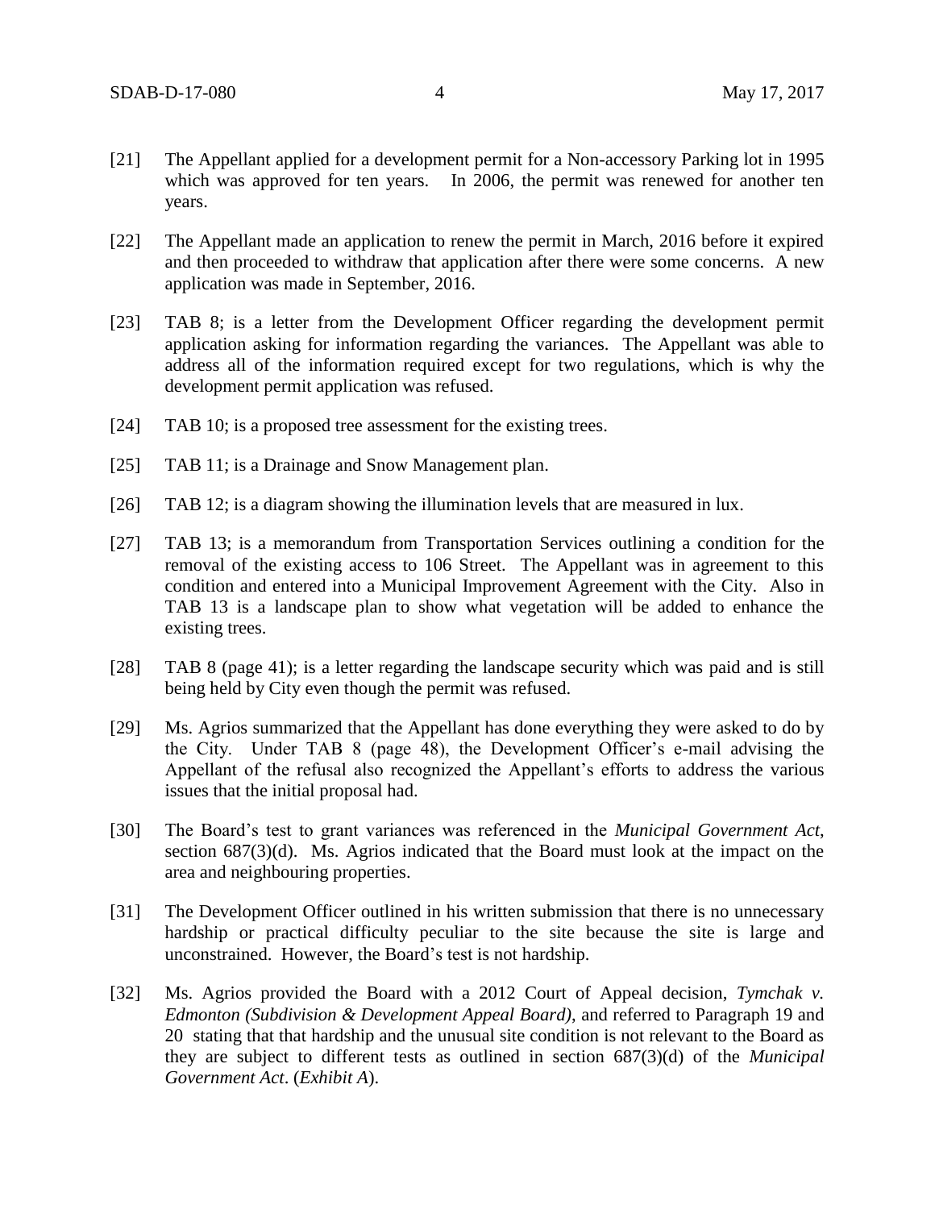[21] The Appellant applied for a development permit for a Non-accessory Parking lot in 1995 which was approved for ten years. In 2006, the permit was renewed for another ten years.

[22] The Appellant made an application to renew the permit in March, 2016 before it expired and then proceeded to withdraw that application after there were some concerns. A new application was made in September, 2016.

[23] TAB 8; is a letter from the Development Officer regarding the development permit application asking for information regarding the variances. The Appellant was able to address all of the information required except for two regulations, which is why the development permit application was refused.

[24] TAB 10; is a proposed tree assessment for the existing trees.

[25] TAB 11; is a Drainage and Snow Management plan.

[26] TAB 12; is a diagram showing the illumination levels that are measured in lux.

[27] TAB 13; is a memorandum from Transportation Services outlining a condition for the removal of the existing access to 106 Street. The Appellant was in agreement to this condition and entered into a Municipal Improvement Agreement with the City. Also in TAB 13 is a landscape plan to show what vegetation will be added to enhance the existing trees.

[28] TAB 8 (page 41); is a letter regarding the landscape security which was paid and is still being held by City even though the permit was refused.

[29] Ms. Agrios summarized that the Appellant has done everything they were asked to do by the City. Under TAB 8 (page 48), the Development Officer's e-mail advising the Appellant of the refusal also recognized the Appellant's efforts to address the various issues that the initial proposal had.

[30] The Board's test to grant variances was referenced in the *Municipal Government Act*, section 687(3)(d). Ms. Agrios indicated that the Board must look at the impact on the area and neighbouring properties.

[31] The Development Officer outlined in his written submission that there is no unnecessary hardship or practical difficulty peculiar to the site because the site is large and unconstrained. However, the Board's test is not hardship.

[32] Ms. Agrios provided the Board with a 2012 Court of Appeal decision, *Tymchak v. Edmonton (Subdivision & Development Appeal Board)*, and referred to Paragraph 19 and 20 stating that that hardship and the unusual site condition is not relevant to the Board as they are subject to different tests as outlined in section 687(3)(d) of the *Municipal Government Act*. (*Exhibit A*).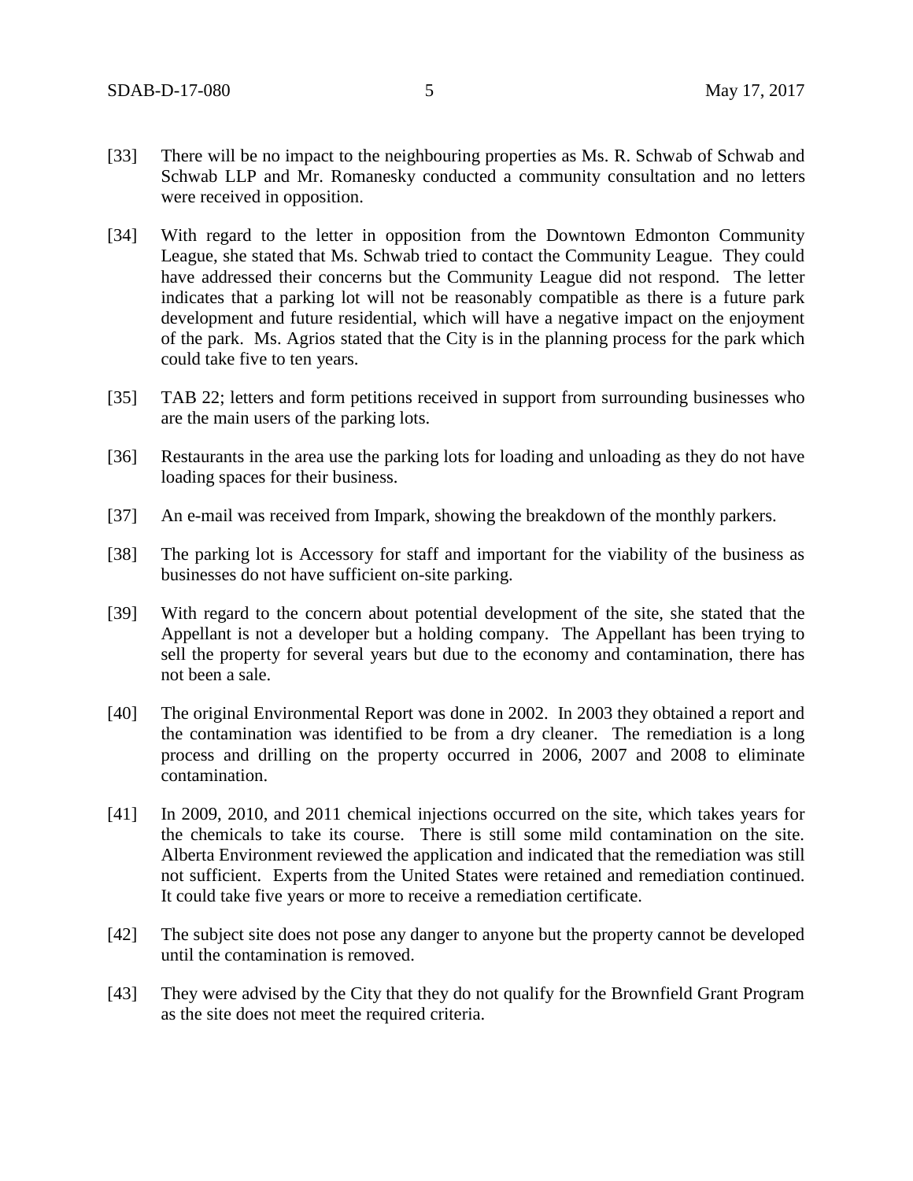[33] There will be no impact to the neighbouring properties as Ms. R. Schwab of Schwab and Schwab LLP and Mr. Romanesky conducted a community consultation and no letters were received in opposition.

[34] With regard to the letter in opposition from the Downtown Edmonton Community League, she stated that Ms. Schwab tried to contact the Community League. They could have addressed their concerns but the Community League did not respond. The letter indicates that a parking lot will not be reasonably compatible as there is a future park development and future residential, which will have a negative impact on the enjoyment of the park. Ms. Agrios stated that the City is in the planning process for the park which could take five to ten years.

[35] TAB 22; letters and form petitions received in support from surrounding businesses who are the main users of the parking lots.

[36] Restaurants in the area use the parking lots for loading and unloading as they do not have loading spaces for their business.

[37] An e-mail was received from Impark, showing the breakdown of the monthly parkers.

[38] The parking lot is Accessory for staff and important for the viability of the business as businesses do not have sufficient on-site parking.

[39] With regard to the concern about potential development of the site, she stated that the Appellant is not a developer but a holding company. The Appellant has been trying to sell the property for several years but due to the economy and contamination, there has not been a sale.

[40] The original Environmental Report was done in 2002. In 2003 they obtained a report and the contamination was identified to be from a dry cleaner. The remediation is a long process and drilling on the property occurred in 2006, 2007 and 2008 to eliminate contamination.

[41] In 2009, 2010, and 2011 chemical injections occurred on the site, which takes years for the chemicals to take its course. There is still some mild contamination on the site. Alberta Environment reviewed the application and indicated that the remediation was still not sufficient. Experts from the United States were retained and remediation continued. It could take five years or more to receive a remediation certificate.

[42] The subject site does not pose any danger to anyone but the property cannot be developed until the contamination is removed.

[43] They were advised by the City that they do not qualify for the Brownfield Grant Program as the site does not meet the required criteria.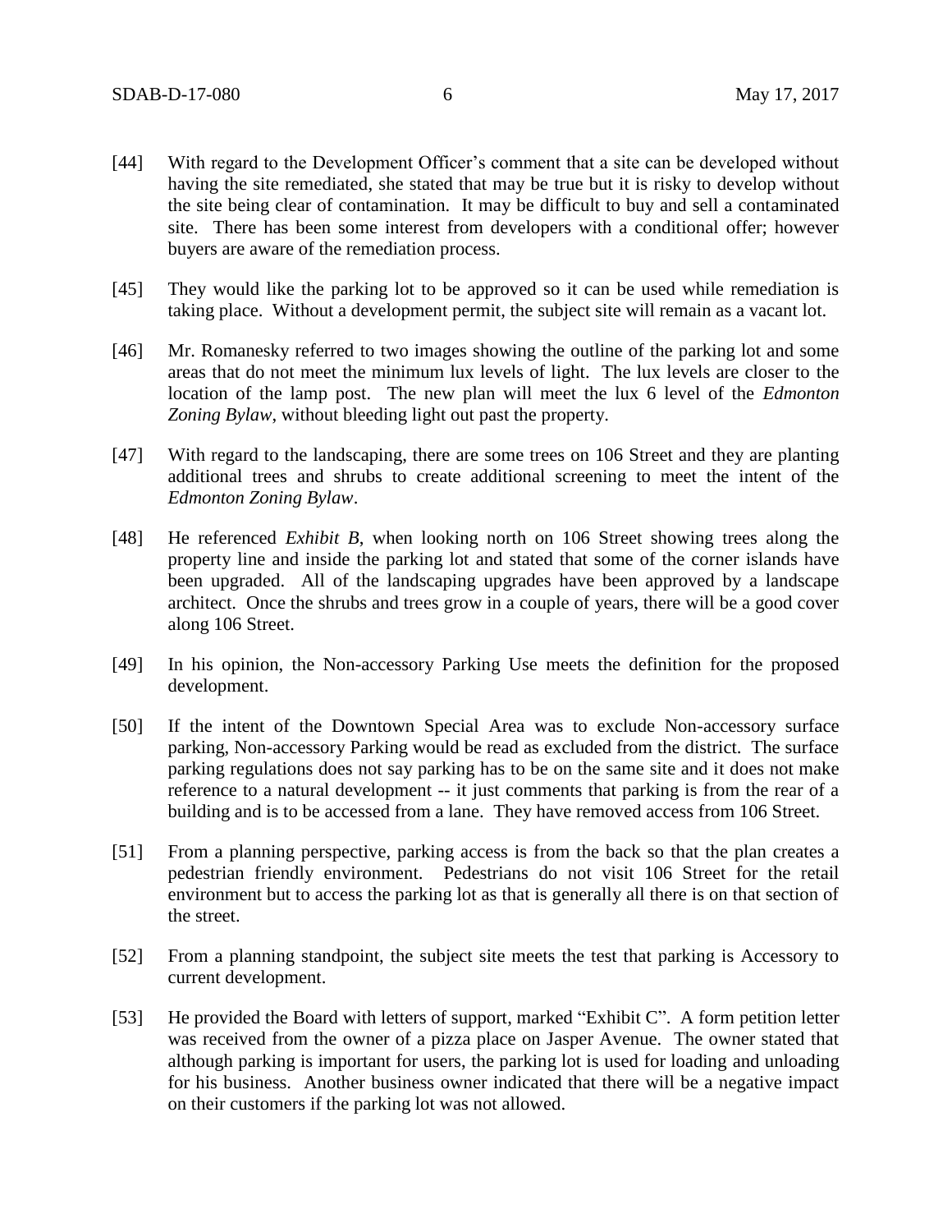[44] With regard to the Development Officer's comment that a site can be developed without having the site remediated, she stated that may be true but it is risky to develop without the site being clear of contamination. It may be difficult to buy and sell a contaminated site. There has been some interest from developers with a conditional offer; however buyers are aware of the remediation process.

[45] They would like the parking lot to be approved so it can be used while remediation is taking place. Without a development permit, the subject site will remain as a vacant lot.

[46] Mr. Romanesky referred to two images showing the outline of the parking lot and some areas that do not meet the minimum lux levels of light. The lux levels are closer to the location of the lamp post. The new plan will meet the lux 6 level of the *Edmonton Zoning Bylaw*, without bleeding light out past the property.

[47] With regard to the landscaping, there are some trees on 106 Street and they are planting additional trees and shrubs to create additional screening to meet the intent of the *Edmonton Zoning Bylaw*.

[48] He referenced *Exhibit B*, when looking north on 106 Street showing trees along the property line and inside the parking lot and stated that some of the corner islands have been upgraded. All of the landscaping upgrades have been approved by a landscape architect. Once the shrubs and trees grow in a couple of years, there will be a good cover along 106 Street.

[49] In his opinion, the Non-accessory Parking Use meets the definition for the proposed development.

[50] If the intent of the Downtown Special Area was to exclude Non-accessory surface parking, Non-accessory Parking would be read as excluded from the district. The surface parking regulations does not say parking has to be on the same site and it does not make reference to a natural development -- it just comments that parking is from the rear of a building and is to be accessed from a lane. They have removed access from 106 Street.

[51] From a planning perspective, parking access is from the back so that the plan creates a pedestrian friendly environment. Pedestrians do not visit 106 Street for the retail environment but to access the parking lot as that is generally all there is on that section of the street.

[52] From a planning standpoint, the subject site meets the test that parking is Accessory to current development.

[53] He provided the Board with letters of support, marked "Exhibit C". A form petition letter was received from the owner of a pizza place on Jasper Avenue. The owner stated that although parking is important for users, the parking lot is used for loading and unloading for his business. Another business owner indicated that there will be a negative impact on their customers if the parking lot was not allowed.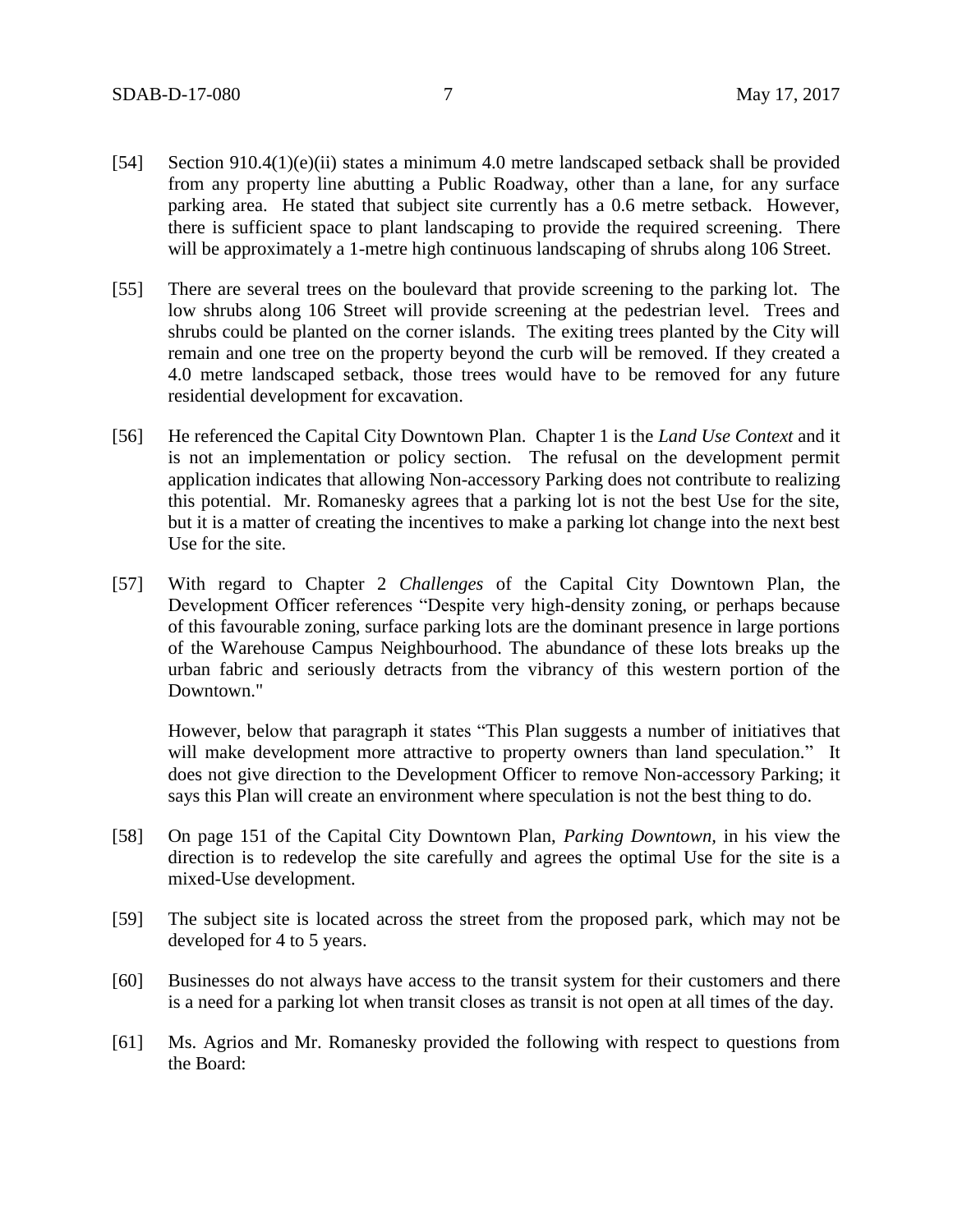[54] Section 910.4(1)(e)(ii) states a minimum 4.0 metre landscaped setback shall be provided from any property line abutting a Public Roadway, other than a lane, for any surface parking area. He stated that subject site currently has a 0.6 metre setback. However, there is sufficient space to plant landscaping to provide the required screening. There will be approximately a 1-metre high continuous landscaping of shrubs along 106 Street.

[55] There are several trees on the boulevard that provide screening to the parking lot. The low shrubs along 106 Street will provide screening at the pedestrian level. Trees and shrubs could be planted on the corner islands. The exiting trees planted by the City will remain and one tree on the property beyond the curb will be removed. If they created a 4.0 metre landscaped setback, those trees would have to be removed for any future residential development for excavation.

[56] He referenced the Capital City Downtown Plan. Chapter 1 is the *Land Use Context* and it is not an implementation or policy section. The refusal on the development permit application indicates that allowing Non-accessory Parking does not contribute to realizing this potential. Mr. Romanesky agrees that a parking lot is not the best Use for the site, but it is a matter of creating the incentives to make a parking lot change into the next best Use for the site.

[57] With regard to Chapter 2 *Challenges* of the Capital City Downtown Plan, the Development Officer references "Despite very high-density zoning, or perhaps because of this favourable zoning, surface parking lots are the dominant presence in large portions of the Warehouse Campus Neighbourhood. The abundance of these lots breaks up the urban fabric and seriously detracts from the vibrancy of this western portion of the Downtown."

However, below that paragraph it states "This Plan suggests a number of initiatives that will make development more attractive to property owners than land speculation." It does not give direction to the Development Officer to remove Non-accessory Parking; it says this Plan will create an environment where speculation is not the best thing to do.

[58] On page 151 of the Capital City Downtown Plan, *Parking Downtown*, in his view the direction is to redevelop the site carefully and agrees the optimal Use for the site is a mixed-Use development.

[59] The subject site is located across the street from the proposed park, which may not be developed for 4 to 5 years.

[60] Businesses do not always have access to the transit system for their customers and there is a need for a parking lot when transit closes as transit is not open at all times of the day.

[61] Ms. Agrios and Mr. Romanesky provided the following with respect to questions from the Board: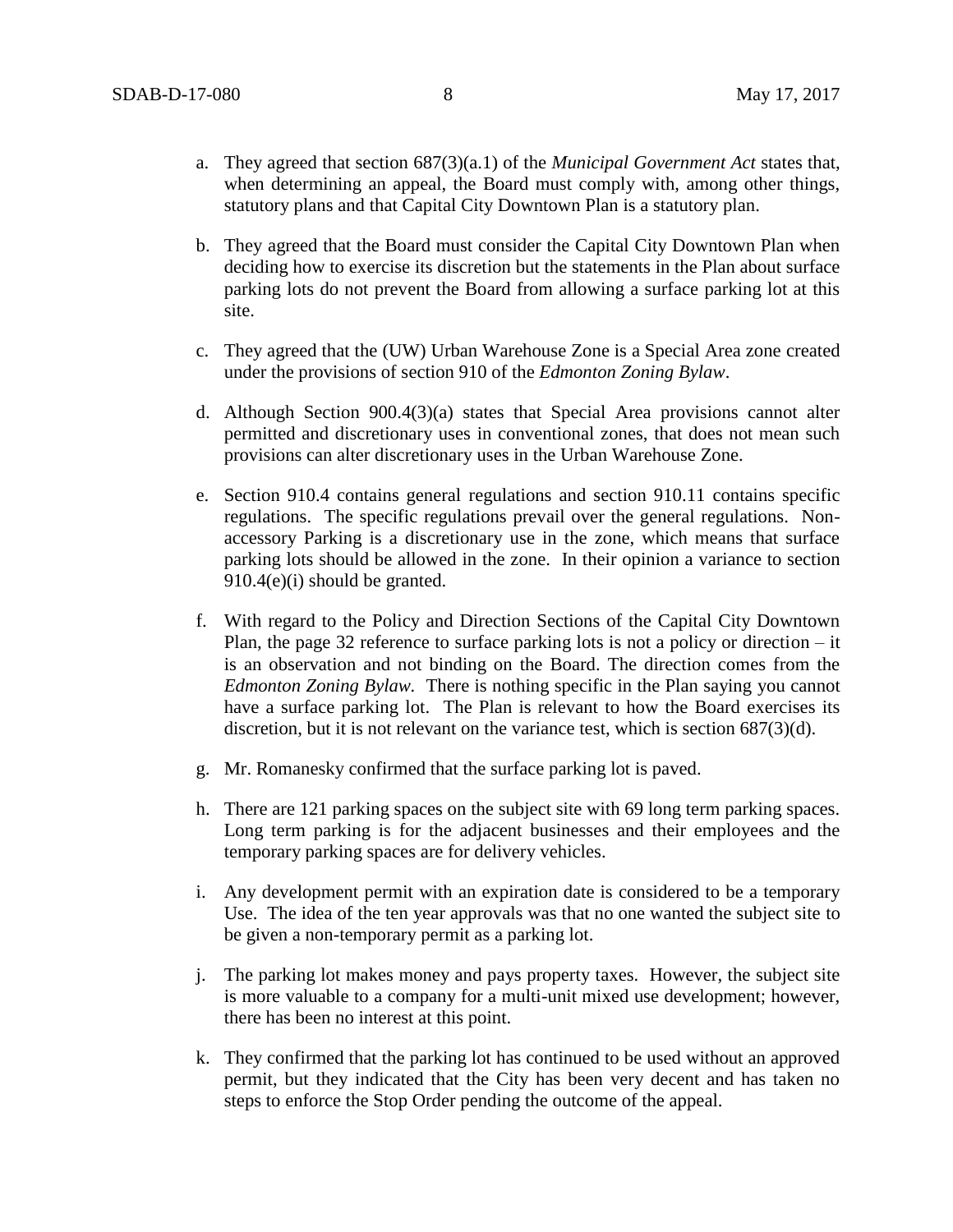a. They agreed that section 687(3)(a.1) of the *Municipal Government Act* states that, when determining an appeal, the Board must comply with, among other things, statutory plans and that Capital City Downtown Plan is a statutory plan.

b. They agreed that the Board must consider the Capital City Downtown Plan when deciding how to exercise its discretion but the statements in the Plan about surface parking lots do not prevent the Board from allowing a surface parking lot at this site.

c. They agreed that the (UW) Urban Warehouse Zone is a Special Area zone created under the provisions of section 910 of the *Edmonton Zoning Bylaw*.

d. Although Section 900.4(3)(a) states that Special Area provisions cannot alter permitted and discretionary uses in conventional zones, that does not mean such provisions can alter discretionary uses in the Urban Warehouse Zone.

e. Section 910.4 contains general regulations and section 910.11 contains specific regulations. The specific regulations prevail over the general regulations. Non-accessory Parking is a discretionary use in the zone, which means that surface parking lots should be allowed in the zone. In their opinion a variance to section 910.4(e)(i) should be granted.

f. With regard to the Policy and Direction Sections of the Capital City Downtown Plan, the page 32 reference to surface parking lots is not a policy or direction – it is an observation and not binding on the Board. The direction comes from the *Edmonton Zoning Bylaw.* There is nothing specific in the Plan saying you cannot have a surface parking lot. The Plan is relevant to how the Board exercises its discretion, but it is not relevant on the variance test, which is section 687(3)(d).

g. Mr. Romanesky confirmed that the surface parking lot is paved.

h. There are 121 parking spaces on the subject site with 69 long term parking spaces. Long term parking is for the adjacent businesses and their employees and the temporary parking spaces are for delivery vehicles.

i. Any development permit with an expiration date is considered to be a temporary Use. The idea of the ten year approvals was that no one wanted the subject site to be given a non-temporary permit as a parking lot.

j. The parking lot makes money and pays property taxes. However, the subject site is more valuable to a company for a multi-unit mixed use development; however, there has been no interest at this point.

k. They confirmed that the parking lot has continued to be used without an approved permit, but they indicated that the City has been very decent and has taken no steps to enforce the Stop Order pending the outcome of the appeal.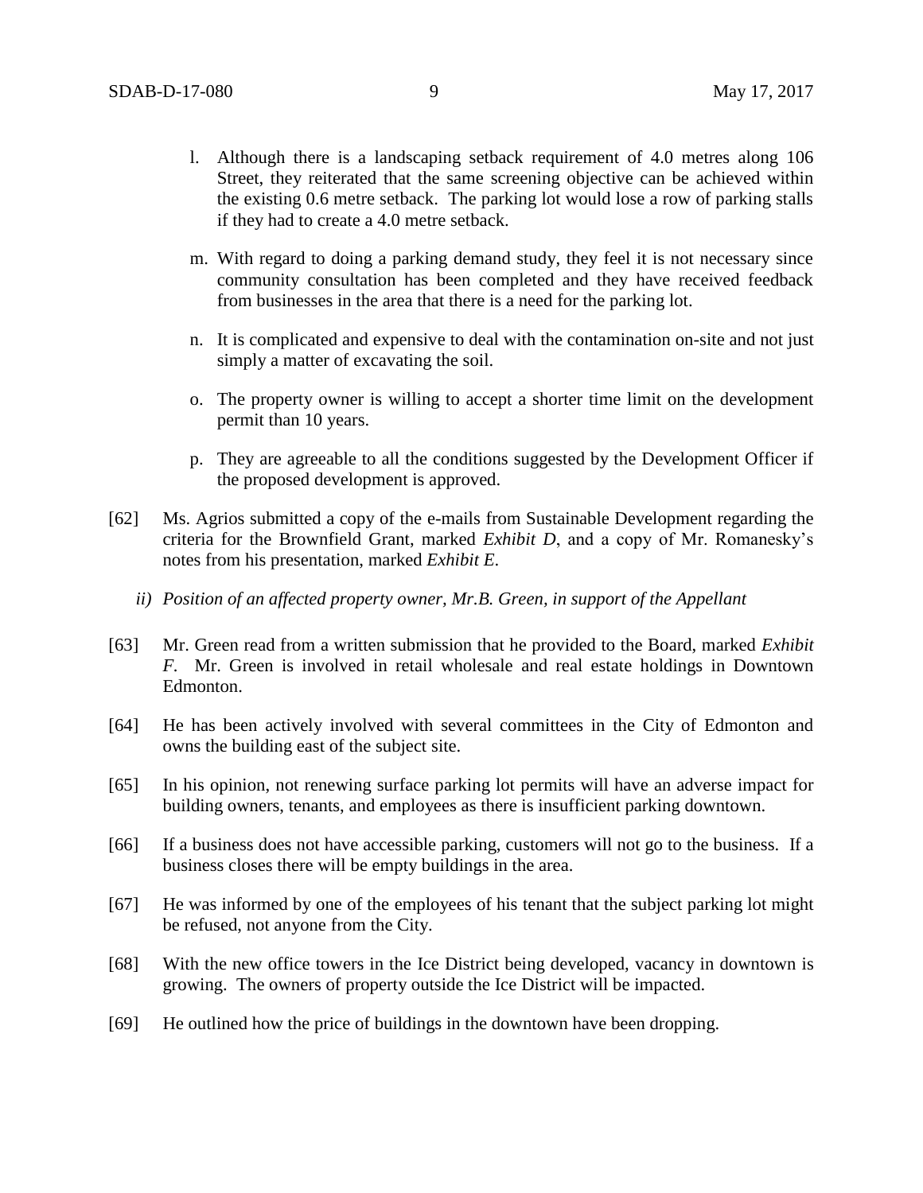l. Although there is a landscaping setback requirement of 4.0 metres along 106 Street, they reiterated that the same screening objective can be achieved within the existing 0.6 metre setback. The parking lot would lose a row of parking stalls if they had to create a 4.0 metre setback.

m. With regard to doing a parking demand study, they feel it is not necessary since community consultation has been completed and they have received feedback from businesses in the area that there is a need for the parking lot.

n. It is complicated and expensive to deal with the contamination on-site and not just simply a matter of excavating the soil.

o. The property owner is willing to accept a shorter time limit on the development permit than 10 years.

p. They are agreeable to all the conditions suggested by the Development Officer if the proposed development is approved.

[62] Ms. Agrios submitted a copy of the e-mails from Sustainable Development regarding the criteria for the Brownfield Grant, marked *Exhibit D*, and a copy of Mr. Romanesky's notes from his presentation, marked *Exhibit E*.

*ii) Position of an affected property owner, Mr.B. Green, in support of the Appellant*

[63] Mr. Green read from a written submission that he provided to the Board, marked *Exhibit F*. Mr. Green is involved in retail wholesale and real estate holdings in Downtown Edmonton.

[64] He has been actively involved with several committees in the City of Edmonton and owns the building east of the subject site.

[65] In his opinion, not renewing surface parking lot permits will have an adverse impact for building owners, tenants, and employees as there is insufficient parking downtown.

[66] If a business does not have accessible parking, customers will not go to the business. If a business closes there will be empty buildings in the area.

[67] He was informed by one of the employees of his tenant that the subject parking lot might be refused, not anyone from the City.

[68] With the new office towers in the Ice District being developed, vacancy in downtown is growing. The owners of property outside the Ice District will be impacted.

[69] He outlined how the price of buildings in the downtown have been dropping.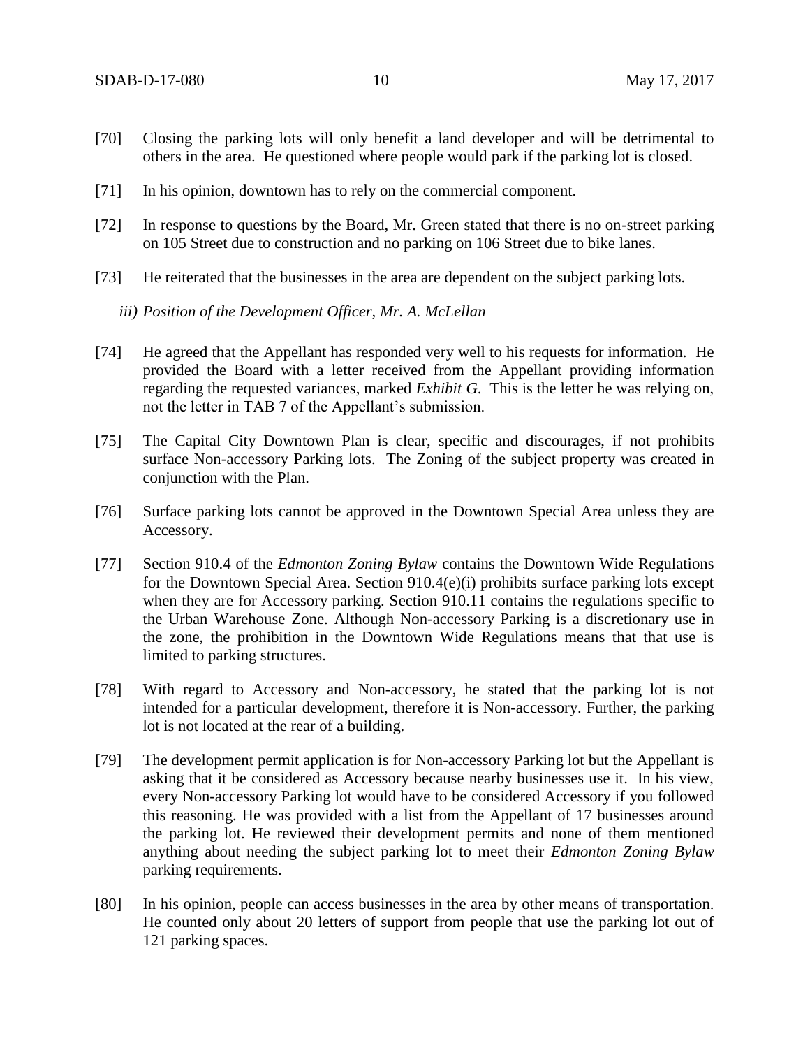[70] Closing the parking lots will only benefit a land developer and will be detrimental to others in the area. He questioned where people would park if the parking lot is closed.

[71] In his opinion, downtown has to rely on the commercial component.

[72] In response to questions by the Board, Mr. Green stated that there is no on-street parking on 105 Street due to construction and no parking on 106 Street due to bike lanes.

[73] He reiterated that the businesses in the area are dependent on the subject parking lots.

*iii) Position of the Development Officer, Mr. A. McLellan*

[74] He agreed that the Appellant has responded very well to his requests for information. He provided the Board with a letter received from the Appellant providing information regarding the requested variances, marked *Exhibit G*. This is the letter he was relying on, not the letter in TAB 7 of the Appellant's submission.

[75] The Capital City Downtown Plan is clear, specific and discourages, if not prohibits surface Non-accessory Parking lots. The Zoning of the subject property was created in conjunction with the Plan.

[76] Surface parking lots cannot be approved in the Downtown Special Area unless they are Accessory.

[77] Section 910.4 of the *Edmonton Zoning Bylaw* contains the Downtown Wide Regulations for the Downtown Special Area. Section 910.4(e)(i) prohibits surface parking lots except when they are for Accessory parking. Section 910.11 contains the regulations specific to the Urban Warehouse Zone. Although Non-accessory Parking is a discretionary use in the zone, the prohibition in the Downtown Wide Regulations means that that use is limited to parking structures.

[78] With regard to Accessory and Non-accessory, he stated that the parking lot is not intended for a particular development, therefore it is Non-accessory. Further, the parking lot is not located at the rear of a building.

[79] The development permit application is for Non-accessory Parking lot but the Appellant is asking that it be considered as Accessory because nearby businesses use it. In his view, every Non-accessory Parking lot would have to be considered Accessory if you followed this reasoning. He was provided with a list from the Appellant of 17 businesses around the parking lot. He reviewed their development permits and none of them mentioned anything about needing the subject parking lot to meet their *Edmonton Zoning Bylaw* parking requirements.

[80] In his opinion, people can access businesses in the area by other means of transportation. He counted only about 20 letters of support from people that use the parking lot out of 121 parking spaces.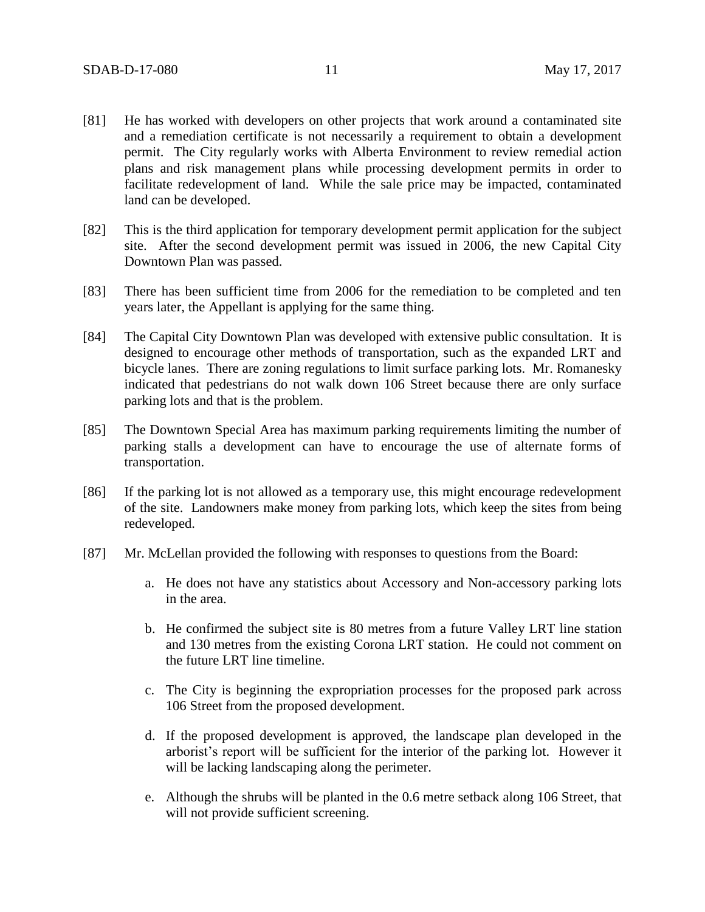[81] He has worked with developers on other projects that work around a contaminated site and a remediation certificate is not necessarily a requirement to obtain a development permit. The City regularly works with Alberta Environment to review remedial action plans and risk management plans while processing development permits in order to facilitate redevelopment of land. While the sale price may be impacted, contaminated land can be developed.

[82] This is the third application for temporary development permit application for the subject site. After the second development permit was issued in 2006, the new Capital City Downtown Plan was passed.

[83] There has been sufficient time from 2006 for the remediation to be completed and ten years later, the Appellant is applying for the same thing.

[84] The Capital City Downtown Plan was developed with extensive public consultation. It is designed to encourage other methods of transportation, such as the expanded LRT and bicycle lanes. There are zoning regulations to limit surface parking lots. Mr. Romanesky indicated that pedestrians do not walk down 106 Street because there are only surface parking lots and that is the problem.

[85] The Downtown Special Area has maximum parking requirements limiting the number of parking stalls a development can have to encourage the use of alternate forms of transportation.

[86] If the parking lot is not allowed as a temporary use, this might encourage redevelopment of the site. Landowners make money from parking lots, which keep the sites from being redeveloped.

[87] Mr. McLellan provided the following with responses to questions from the Board:

a. He does not have any statistics about Accessory and Non-accessory parking lots in the area.

b. He confirmed the subject site is 80 metres from a future Valley LRT line station and 130 metres from the existing Corona LRT station. He could not comment on the future LRT line timeline.

c. The City is beginning the expropriation processes for the proposed park across 106 Street from the proposed development.

d. If the proposed development is approved, the landscape plan developed in the arborist's report will be sufficient for the interior of the parking lot. However it will be lacking landscaping along the perimeter.

e. Although the shrubs will be planted in the 0.6 metre setback along 106 Street, that will not provide sufficient screening.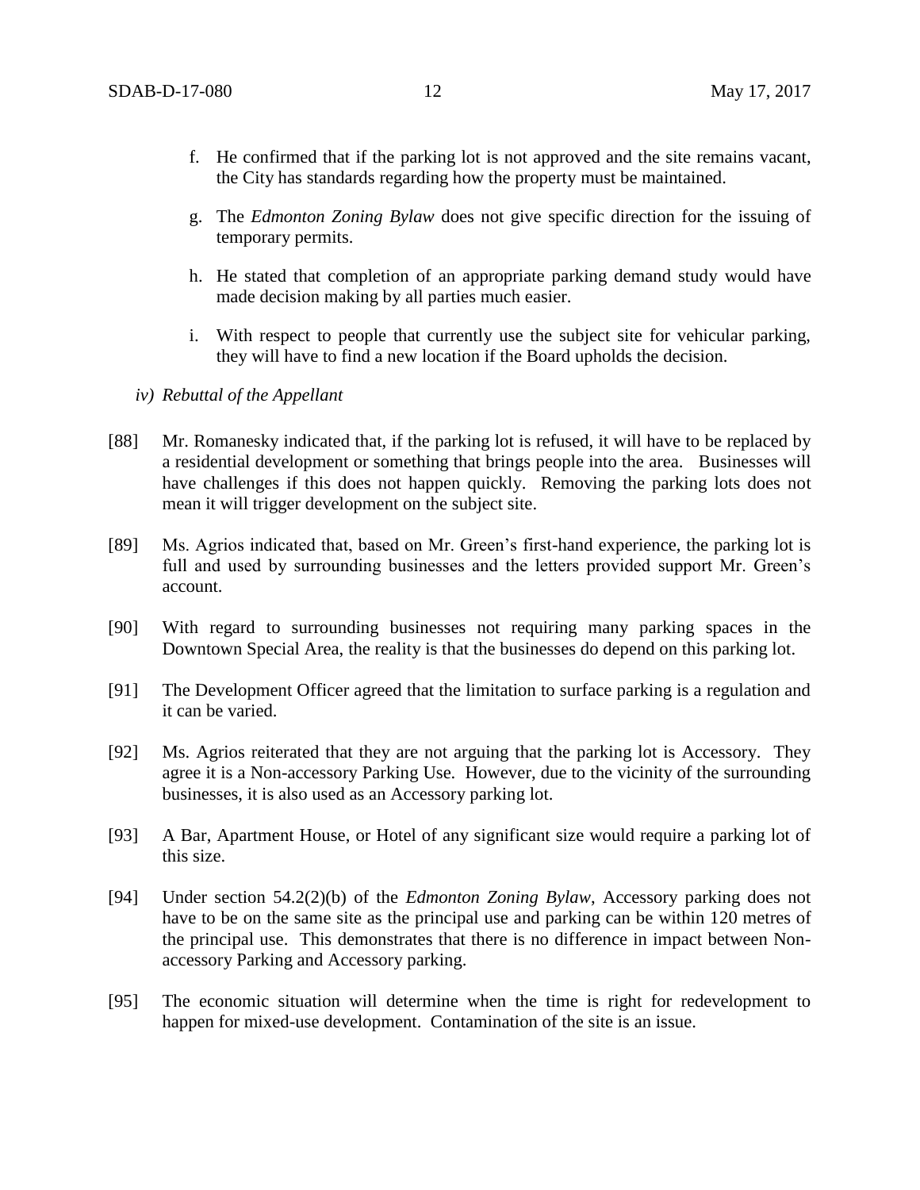f. He confirmed that if the parking lot is not approved and the site remains vacant, the City has standards regarding how the property must be maintained.

g. The *Edmonton Zoning Bylaw* does not give specific direction for the issuing of temporary permits.

h. He stated that completion of an appropriate parking demand study would have made decision making by all parties much easier.

i. With respect to people that currently use the subject site for vehicular parking, they will have to find a new location if the Board upholds the decision.

*iv) Rebuttal of the Appellant*

[88] Mr. Romanesky indicated that, if the parking lot is refused, it will have to be replaced by a residential development or something that brings people into the area. Businesses will have challenges if this does not happen quickly. Removing the parking lots does not mean it will trigger development on the subject site.

[89] Ms. Agrios indicated that, based on Mr. Green's first-hand experience, the parking lot is full and used by surrounding businesses and the letters provided support Mr. Green's account.

[90] With regard to surrounding businesses not requiring many parking spaces in the Downtown Special Area, the reality is that the businesses do depend on this parking lot.

[91] The Development Officer agreed that the limitation to surface parking is a regulation and it can be varied.

[92] Ms. Agrios reiterated that they are not arguing that the parking lot is Accessory. They agree it is a Non-accessory Parking Use. However, due to the vicinity of the surrounding businesses, it is also used as an Accessory parking lot.

[93] A Bar, Apartment House, or Hotel of any significant size would require a parking lot of this size.

[94] Under section 54.2(2)(b) of the *Edmonton Zoning Bylaw*, Accessory parking does not have to be on the same site as the principal use and parking can be within 120 metres of the principal use. This demonstrates that there is no difference in impact between Non-accessory Parking and Accessory parking.

[95] The economic situation will determine when the time is right for redevelopment to happen for mixed-use development. Contamination of the site is an issue.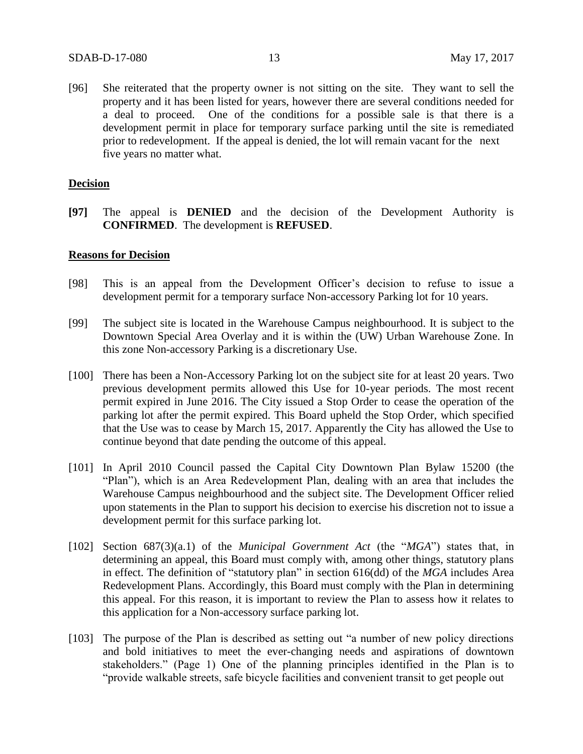[96] She reiterated that the property owner is not sitting on the site. They want to sell the property and it has been listed for years, however there are several conditions needed for a deal to proceed. One of the conditions for a possible sale is that there is a development permit in place for temporary surface parking until the site is remediated prior to redevelopment. If the appeal is denied, the lot will remain vacant for the next five years no matter what.

## Decision

**[97]** The appeal is **DENIED** and the decision of the Development Authority is **CONFIRMED**. The development is **REFUSED**.

## Reasons for Decision

[98] This is an appeal from the Development Officer's decision to refuse to issue a development permit for a temporary surface Non-accessory Parking lot for 10 years.

[99] The subject site is located in the Warehouse Campus neighbourhood. It is subject to the Downtown Special Area Overlay and it is within the (UW) Urban Warehouse Zone. In this zone Non-accessory Parking is a discretionary Use.

[100] There has been a Non-Accessory Parking lot on the subject site for at least 20 years. Two previous development permits allowed this Use for 10-year periods. The most recent permit expired in June 2016. The City issued a Stop Order to cease the operation of the parking lot after the permit expired. This Board upheld the Stop Order, which specified that the Use was to cease by March 15, 2017. Apparently the City has allowed the Use to continue beyond that date pending the outcome of this appeal.

[101] In April 2010 Council passed the Capital City Downtown Plan Bylaw 15200 (the "Plan"), which is an Area Redevelopment Plan, dealing with an area that includes the Warehouse Campus neighbourhood and the subject site. The Development Officer relied upon statements in the Plan to support his decision to exercise his discretion not to issue a development permit for this surface parking lot.

[102] Section 687(3)(a.1) of the *Municipal Government Act* (the "*MGA*") states that, in determining an appeal, this Board must comply with, among other things, statutory plans in effect. The definition of "statutory plan" in section 616(dd) of the *MGA* includes Area Redevelopment Plans. Accordingly, this Board must comply with the Plan in determining this appeal. For this reason, it is important to review the Plan to assess how it relates to this application for a Non-accessory surface parking lot.

[103] The purpose of the Plan is described as setting out "a number of new policy directions and bold initiatives to meet the ever-changing needs and aspirations of downtown stakeholders." (Page 1) One of the planning principles identified in the Plan is to "provide walkable streets, safe bicycle facilities and convenient transit to get people out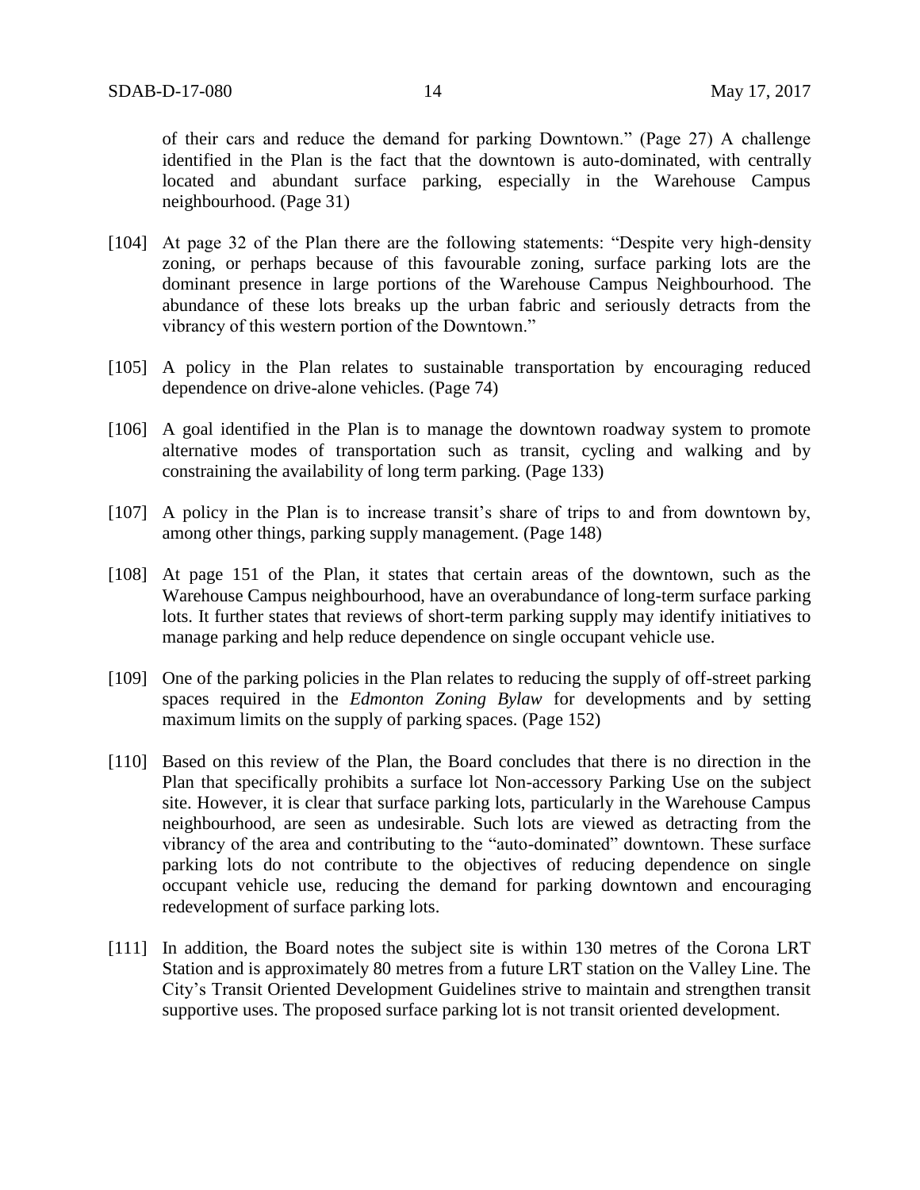of their cars and reduce the demand for parking Downtown." (Page 27) A challenge identified in the Plan is the fact that the downtown is auto-dominated, with centrally located and abundant surface parking, especially in the Warehouse Campus neighbourhood. (Page 31)

[104] At page 32 of the Plan there are the following statements: "Despite very high-density zoning, or perhaps because of this favourable zoning, surface parking lots are the dominant presence in large portions of the Warehouse Campus Neighbourhood. The abundance of these lots breaks up the urban fabric and seriously detracts from the vibrancy of this western portion of the Downtown."

[105] A policy in the Plan relates to sustainable transportation by encouraging reduced dependence on drive-alone vehicles. (Page 74)

[106] A goal identified in the Plan is to manage the downtown roadway system to promote alternative modes of transportation such as transit, cycling and walking and by constraining the availability of long term parking. (Page 133)

[107] A policy in the Plan is to increase transit's share of trips to and from downtown by, among other things, parking supply management. (Page 148)

[108] At page 151 of the Plan, it states that certain areas of the downtown, such as the Warehouse Campus neighbourhood, have an overabundance of long-term surface parking lots. It further states that reviews of short-term parking supply may identify initiatives to manage parking and help reduce dependence on single occupant vehicle use.

[109] One of the parking policies in the Plan relates to reducing the supply of off-street parking spaces required in the *Edmonton Zoning Bylaw* for developments and by setting maximum limits on the supply of parking spaces. (Page 152)

[110] Based on this review of the Plan, the Board concludes that there is no direction in the Plan that specifically prohibits a surface lot Non-accessory Parking Use on the subject site. However, it is clear that surface parking lots, particularly in the Warehouse Campus neighbourhood, are seen as undesirable. Such lots are viewed as detracting from the vibrancy of the area and contributing to the "auto-dominated" downtown. These surface parking lots do not contribute to the objectives of reducing dependence on single occupant vehicle use, reducing the demand for parking downtown and encouraging redevelopment of surface parking lots.

[111] In addition, the Board notes the subject site is within 130 metres of the Corona LRT Station and is approximately 80 metres from a future LRT station on the Valley Line. The City's Transit Oriented Development Guidelines strive to maintain and strengthen transit supportive uses. The proposed surface parking lot is not transit oriented development.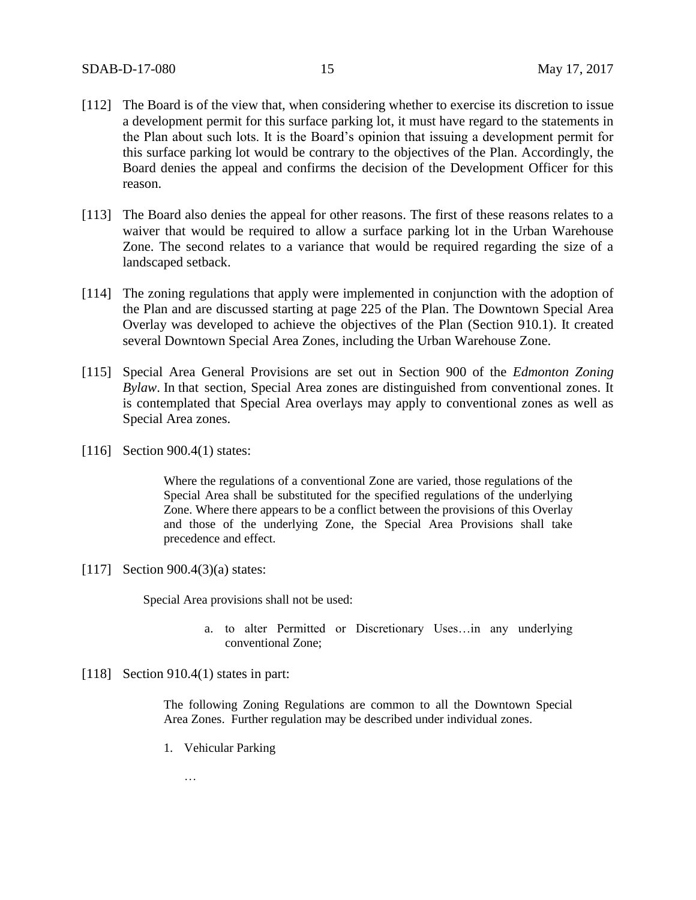[112] The Board is of the view that, when considering whether to exercise its discretion to issue a development permit for this surface parking lot, it must have regard to the statements in the Plan about such lots. It is the Board's opinion that issuing a development permit for this surface parking lot would be contrary to the objectives of the Plan. Accordingly, the Board denies the appeal and confirms the decision of the Development Officer for this reason.

[113] The Board also denies the appeal for other reasons. The first of these reasons relates to a waiver that would be required to allow a surface parking lot in the Urban Warehouse Zone. The second relates to a variance that would be required regarding the size of a landscaped setback.

[114] The zoning regulations that apply were implemented in conjunction with the adoption of the Plan and are discussed starting at page 225 of the Plan. The Downtown Special Area Overlay was developed to achieve the objectives of the Plan (Section 910.1). It created several Downtown Special Area Zones, including the Urban Warehouse Zone.

[115] Special Area General Provisions are set out in Section 900 of the *Edmonton Zoning Bylaw*. In that section, Special Area zones are distinguished from conventional zones. It is contemplated that Special Area overlays may apply to conventional zones as well as Special Area zones.

[116] Section 900.4(1) states:

> Where the regulations of a conventional Zone are varied, those regulations of the Special Area shall be substituted for the specified regulations of the underlying Zone. Where there appears to be a conflict between the provisions of this Overlay and those of the underlying Zone, the Special Area Provisions shall take precedence and effect.

[117] Section 900.4(3)(a) states:

> Special Area provisions shall not be used:
>
> a. to alter Permitted or Discretionary Uses…in any underlying conventional Zone;

[118] Section 910.4(1) states in part:

> The following Zoning Regulations are common to all the Downtown Special Area Zones. Further regulation may be described under individual zones.
>
> 1. Vehicular Parking
>
> …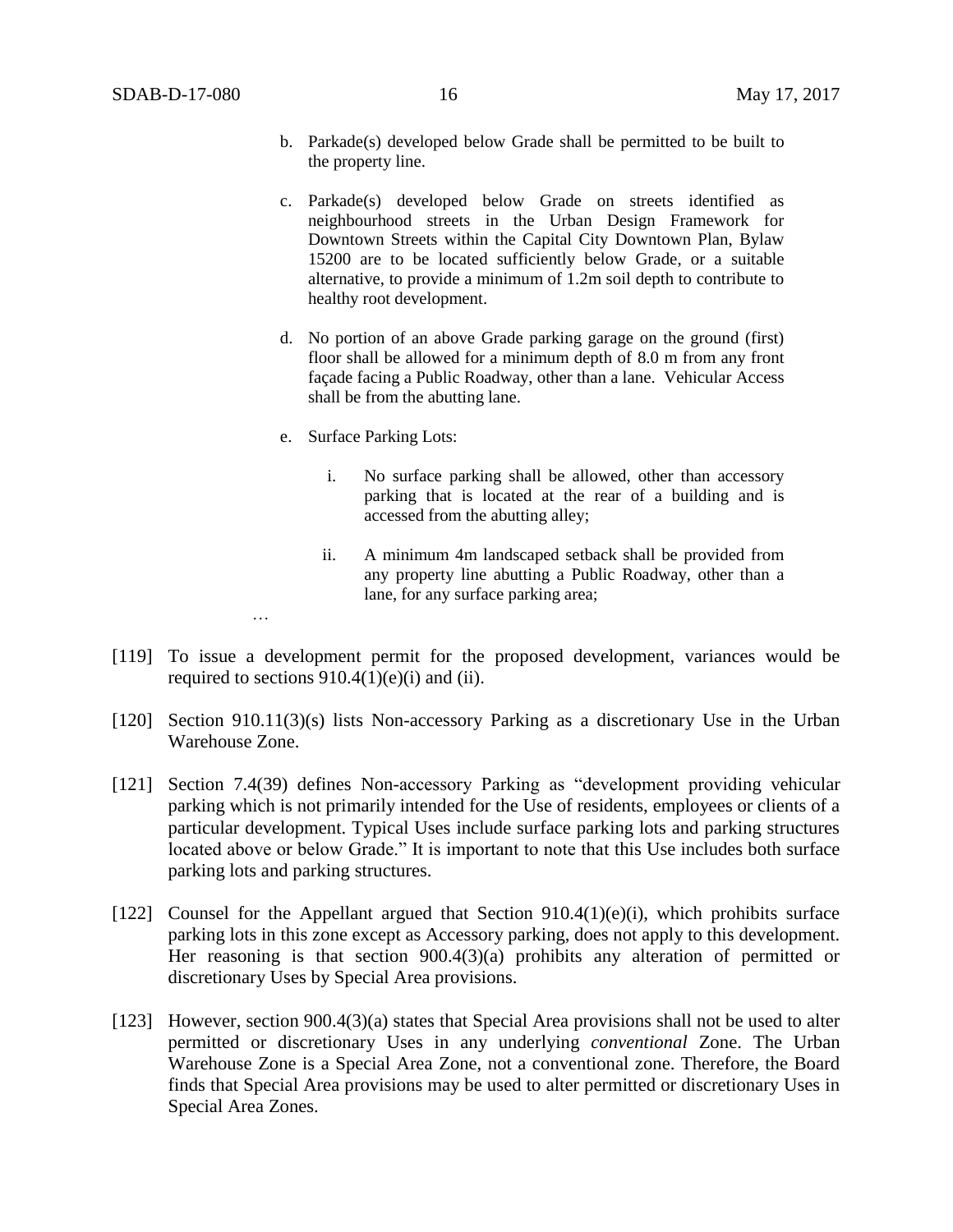b. Parkade(s) developed below Grade shall be permitted to be built to the property line.

c. Parkade(s) developed below Grade on streets identified as neighbourhood streets in the Urban Design Framework for Downtown Streets within the Capital City Downtown Plan, Bylaw 15200 are to be located sufficiently below Grade, or a suitable alternative, to provide a minimum of 1.2m soil depth to contribute to healthy root development.

d. No portion of an above Grade parking garage on the ground (first) floor shall be allowed for a minimum depth of 8.0 m from any front façade facing a Public Roadway, other than a lane. Vehicular Access shall be from the abutting lane.

e. Surface Parking Lots:

   i. No surface parking shall be allowed, other than accessory parking that is located at the rear of a building and is accessed from the abutting alley;

   ii. A minimum 4m landscaped setback shall be provided from any property line abutting a Public Roadway, other than a lane, for any surface parking area;

…

[119] To issue a development permit for the proposed development, variances would be required to sections 910.4(1)(e)(i) and (ii).

[120] Section 910.11(3)(s) lists Non-accessory Parking as a discretionary Use in the Urban Warehouse Zone.

[121] Section 7.4(39) defines Non-accessory Parking as "development providing vehicular parking which is not primarily intended for the Use of residents, employees or clients of a particular development. Typical Uses include surface parking lots and parking structures located above or below Grade." It is important to note that this Use includes both surface parking lots and parking structures.

[122] Counsel for the Appellant argued that Section 910.4(1)(e)(i), which prohibits surface parking lots in this zone except as Accessory parking, does not apply to this development. Her reasoning is that section 900.4(3)(a) prohibits any alteration of permitted or discretionary Uses by Special Area provisions.

[123] However, section 900.4(3)(a) states that Special Area provisions shall not be used to alter permitted or discretionary Uses in any underlying *conventional* Zone. The Urban Warehouse Zone is a Special Area Zone, not a conventional zone. Therefore, the Board finds that Special Area provisions may be used to alter permitted or discretionary Uses in Special Area Zones.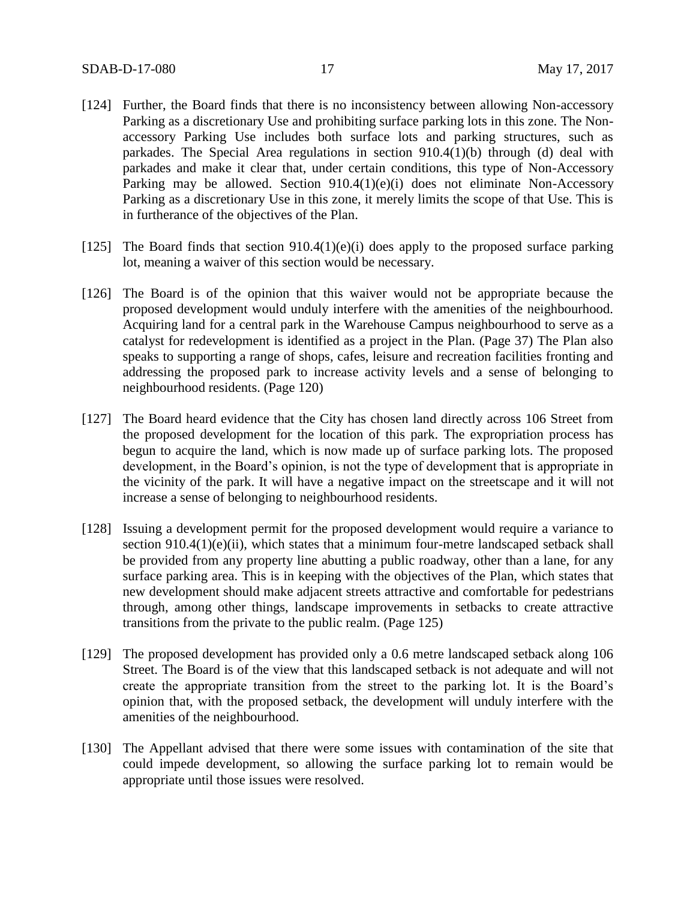[124] Further, the Board finds that there is no inconsistency between allowing Non-accessory Parking as a discretionary Use and prohibiting surface parking lots in this zone. The Non-accessory Parking Use includes both surface lots and parking structures, such as parkades. The Special Area regulations in section 910.4(1)(b) through (d) deal with parkades and make it clear that, under certain conditions, this type of Non-Accessory Parking may be allowed. Section 910.4(1)(e)(i) does not eliminate Non-Accessory Parking as a discretionary Use in this zone, it merely limits the scope of that Use. This is in furtherance of the objectives of the Plan.

[125] The Board finds that section 910.4(1)(e)(i) does apply to the proposed surface parking lot, meaning a waiver of this section would be necessary.

[126] The Board is of the opinion that this waiver would not be appropriate because the proposed development would unduly interfere with the amenities of the neighbourhood. Acquiring land for a central park in the Warehouse Campus neighbourhood to serve as a catalyst for redevelopment is identified as a project in the Plan. (Page 37) The Plan also speaks to supporting a range of shops, cafes, leisure and recreation facilities fronting and addressing the proposed park to increase activity levels and a sense of belonging to neighbourhood residents. (Page 120)

[127] The Board heard evidence that the City has chosen land directly across 106 Street from the proposed development for the location of this park. The expropriation process has begun to acquire the land, which is now made up of surface parking lots. The proposed development, in the Board's opinion, is not the type of development that is appropriate in the vicinity of the park. It will have a negative impact on the streetscape and it will not increase a sense of belonging to neighbourhood residents.

[128] Issuing a development permit for the proposed development would require a variance to section 910.4(1)(e)(ii), which states that a minimum four-metre landscaped setback shall be provided from any property line abutting a public roadway, other than a lane, for any surface parking area. This is in keeping with the objectives of the Plan, which states that new development should make adjacent streets attractive and comfortable for pedestrians through, among other things, landscape improvements in setbacks to create attractive transitions from the private to the public realm. (Page 125)

[129] The proposed development has provided only a 0.6 metre landscaped setback along 106 Street. The Board is of the view that this landscaped setback is not adequate and will not create the appropriate transition from the street to the parking lot. It is the Board's opinion that, with the proposed setback, the development will unduly interfere with the amenities of the neighbourhood.

[130] The Appellant advised that there were some issues with contamination of the site that could impede development, so allowing the surface parking lot to remain would be appropriate until those issues were resolved.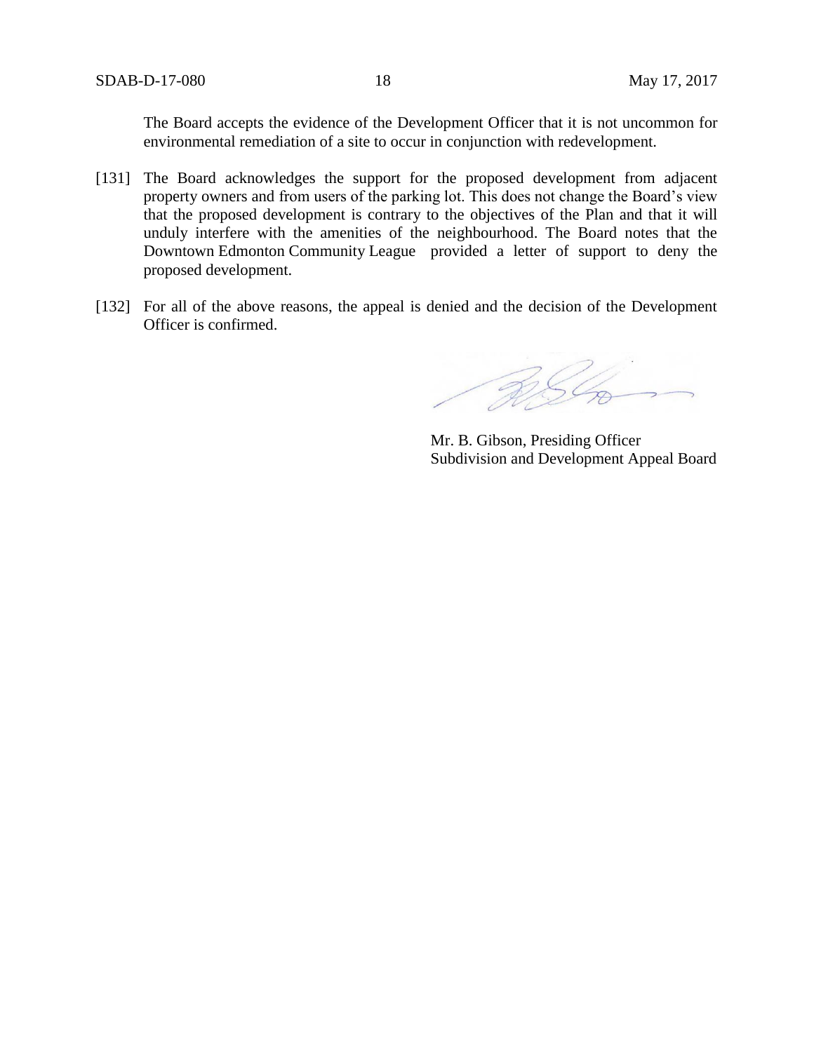The Board accepts the evidence of the Development Officer that it is not uncommon for environmental remediation of a site to occur in conjunction with redevelopment.

[131] The Board acknowledges the support for the proposed development from adjacent property owners and from users of the parking lot. This does not change the Board's view that the proposed development is contrary to the objectives of the Plan and that it will unduly interfere with the amenities of the neighbourhood. The Board notes that the Downtown Edmonton Community League provided a letter of support to deny the proposed development.

[132] For all of the above reasons, the appeal is denied and the decision of the Development Officer is confirmed.

Mr. B. Gibson, Presiding Officer
Subdivision and Development Appeal Board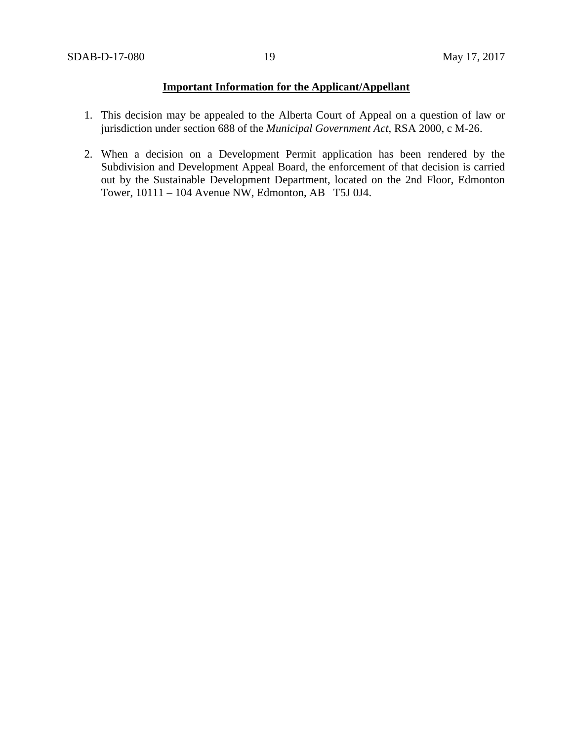**Important Information for the Applicant/Appellant**

1. This decision may be appealed to the Alberta Court of Appeal on a question of law or jurisdiction under section 688 of the *Municipal Government Act*, RSA 2000, c M-26.

2. When a decision on a Development Permit application has been rendered by the Subdivision and Development Appeal Board, the enforcement of that decision is carried out by the Sustainable Development Department, located on the 2nd Floor, Edmonton Tower, 10111 – 104 Avenue NW, Edmonton, AB T5J 0J4.